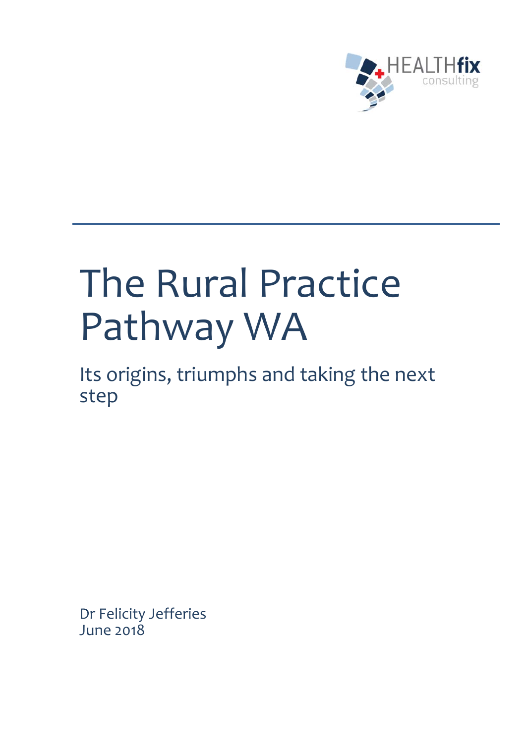HEALTHfix consulting

# The Rural Practice Pathway WA

## Its origins, triumphs and taking the next step

Dr Felicity Jefferies
June 2018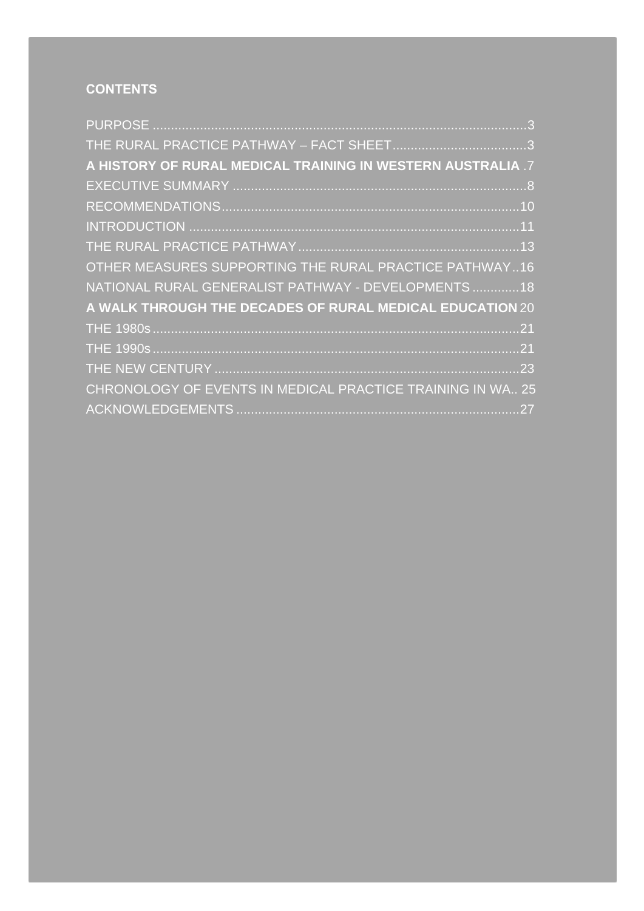**CONTENTS**

PURPOSE ....................................................................................................3
THE RURAL PRACTICE PATHWAY – FACT SHEET....................................3
**A HISTORY OF RURAL MEDICAL TRAINING IN WESTERN AUSTRALIA** .7
EXECUTIVE SUMMARY ................................................................................8
RECOMMENDATIONS...................................................................................10
INTRODUCTION ...........................................................................................11
THE RURAL PRACTICE PATHWAY ............................................................13
OTHER MEASURES SUPPORTING THE RURAL PRACTICE PATHWAY..16
NATIONAL RURAL GENERALIST PATHWAY - DEVELOPMENTS .............18
**A WALK THROUGH THE DECADES OF RURAL MEDICAL EDUCATION** 20
THE 1980s .....................................................................................................21
THE 1990s .....................................................................................................21
THE NEW CENTURY ....................................................................................23
CHRONOLOGY OF EVENTS IN MEDICAL PRACTICE TRAINING IN WA.. 25
ACKNOWLEDGEMENTS ..............................................................................27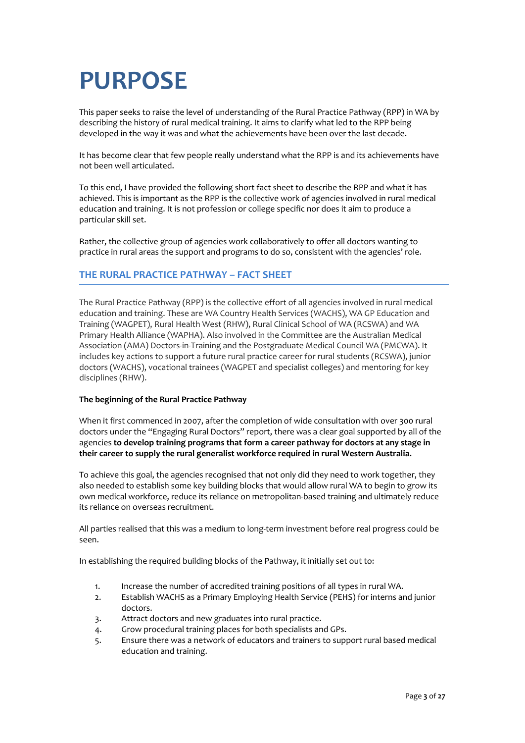# PURPOSE

This paper seeks to raise the level of understanding of the Rural Practice Pathway (RPP) in WA by describing the history of rural medical training. It aims to clarify what led to the RPP being developed in the way it was and what the achievements have been over the last decade.

It has become clear that few people really understand what the RPP is and its achievements have not been well articulated.

To this end, I have provided the following short fact sheet to describe the RPP and what it has achieved. This is important as the RPP is the collective work of agencies involved in rural medical education and training. It is not profession or college specific nor does it aim to produce a particular skill set.

Rather, the collective group of agencies work collaboratively to offer all doctors wanting to practice in rural areas the support and programs to do so, consistent with the agencies' role.

## THE RURAL PRACTICE PATHWAY – FACT SHEET

The Rural Practice Pathway (RPP) is the collective effort of all agencies involved in rural medical education and training. These are WA Country Health Services (WACHS), WA GP Education and Training (WAGPET), Rural Health West (RHW), Rural Clinical School of WA (RCSWA) and WA Primary Health Alliance (WAPHA). Also involved in the Committee are the Australian Medical Association (AMA) Doctors-in-Training and the Postgraduate Medical Council WA (PMCWA). It includes key actions to support a future rural practice career for rural students (RCSWA), junior doctors (WACHS), vocational trainees (WAGPET and specialist colleges) and mentoring for key disciplines (RHW).

**The beginning of the Rural Practice Pathway**

When it first commenced in 2007, after the completion of wide consultation with over 300 rural doctors under the "Engaging Rural Doctors" report, there was a clear goal supported by all of the agencies **to develop training programs that form a career pathway for doctors at any stage in their career to supply the rural generalist workforce required in rural Western Australia.**

To achieve this goal, the agencies recognised that not only did they need to work together, they also needed to establish some key building blocks that would allow rural WA to begin to grow its own medical workforce, reduce its reliance on metropolitan-based training and ultimately reduce its reliance on overseas recruitment.

All parties realised that this was a medium to long-term investment before real progress could be seen.

In establishing the required building blocks of the Pathway, it initially set out to:

1. Increase the number of accredited training positions of all types in rural WA.
2. Establish WACHS as a Primary Employing Health Service (PEHS) for interns and junior doctors.
3. Attract doctors and new graduates into rural practice.
4. Grow procedural training places for both specialists and GPs.
5. Ensure there was a network of educators and trainers to support rural based medical education and training.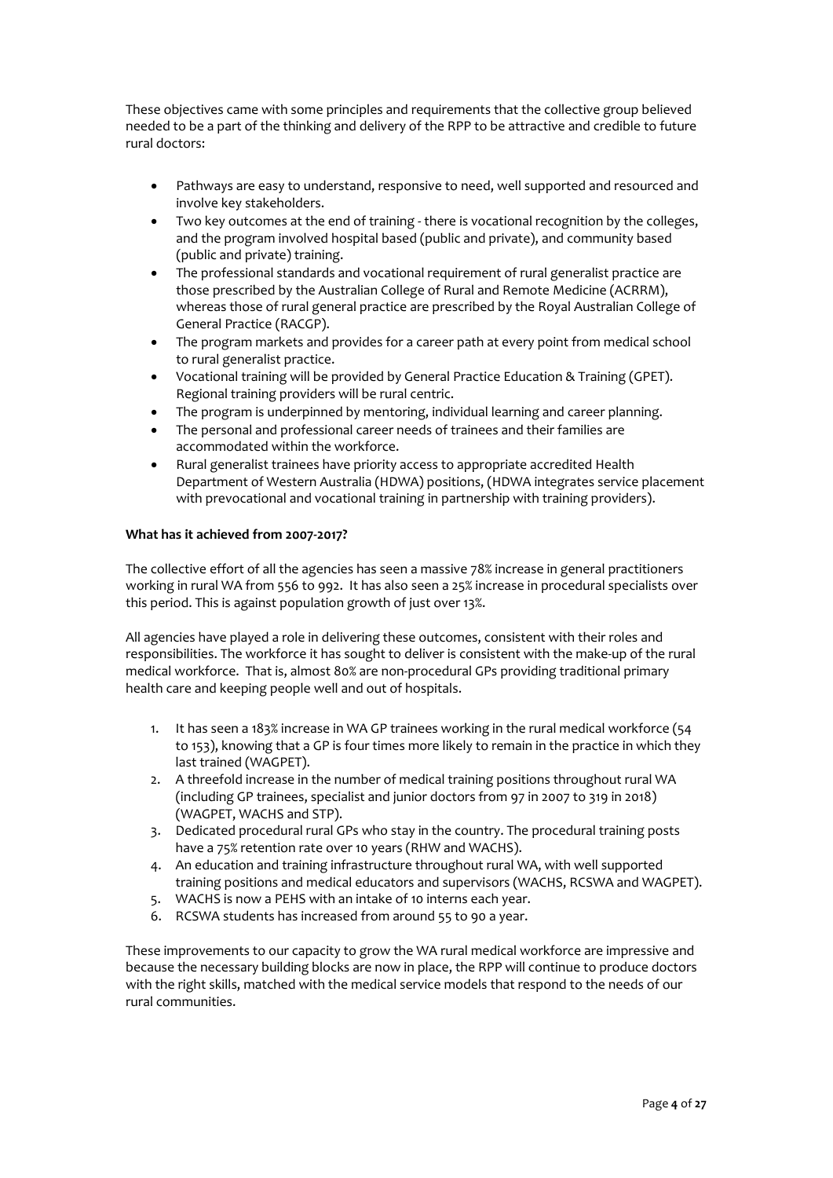These objectives came with some principles and requirements that the collective group believed needed to be a part of the thinking and delivery of the RPP to be attractive and credible to future rural doctors:

- Pathways are easy to understand, responsive to need, well supported and resourced and involve key stakeholders.
- Two key outcomes at the end of training - there is vocational recognition by the colleges, and the program involved hospital based (public and private), and community based (public and private) training.
- The professional standards and vocational requirement of rural generalist practice are those prescribed by the Australian College of Rural and Remote Medicine (ACRRM), whereas those of rural general practice are prescribed by the Royal Australian College of General Practice (RACGP).
- The program markets and provides for a career path at every point from medical school to rural generalist practice.
- Vocational training will be provided by General Practice Education & Training (GPET). Regional training providers will be rural centric.
- The program is underpinned by mentoring, individual learning and career planning.
- The personal and professional career needs of trainees and their families are accommodated within the workforce.
- Rural generalist trainees have priority access to appropriate accredited Health Department of Western Australia (HDWA) positions, (HDWA integrates service placement with prevocational and vocational training in partnership with training providers).

**What has it achieved from 2007-2017?**

The collective effort of all the agencies has seen a massive 78% increase in general practitioners working in rural WA from 556 to 992. It has also seen a 25% increase in procedural specialists over this period. This is against population growth of just over 13%.

All agencies have played a role in delivering these outcomes, consistent with their roles and responsibilities. The workforce it has sought to deliver is consistent with the make-up of the rural medical workforce. That is, almost 80% are non-procedural GPs providing traditional primary health care and keeping people well and out of hospitals.

1. It has seen a 183% increase in WA GP trainees working in the rural medical workforce (54 to 153), knowing that a GP is four times more likely to remain in the practice in which they last trained (WAGPET).
2. A threefold increase in the number of medical training positions throughout rural WA (including GP trainees, specialist and junior doctors from 97 in 2007 to 319 in 2018) (WAGPET, WACHS and STP).
3. Dedicated procedural rural GPs who stay in the country. The procedural training posts have a 75% retention rate over 10 years (RHW and WACHS).
4. An education and training infrastructure throughout rural WA, with well supported training positions and medical educators and supervisors (WACHS, RCSWA and WAGPET).
5. WACHS is now a PEHS with an intake of 10 interns each year.
6. RCSWA students has increased from around 55 to 90 a year.

These improvements to our capacity to grow the WA rural medical workforce are impressive and because the necessary building blocks are now in place, the RPP will continue to produce doctors with the right skills, matched with the medical service models that respond to the needs of our rural communities.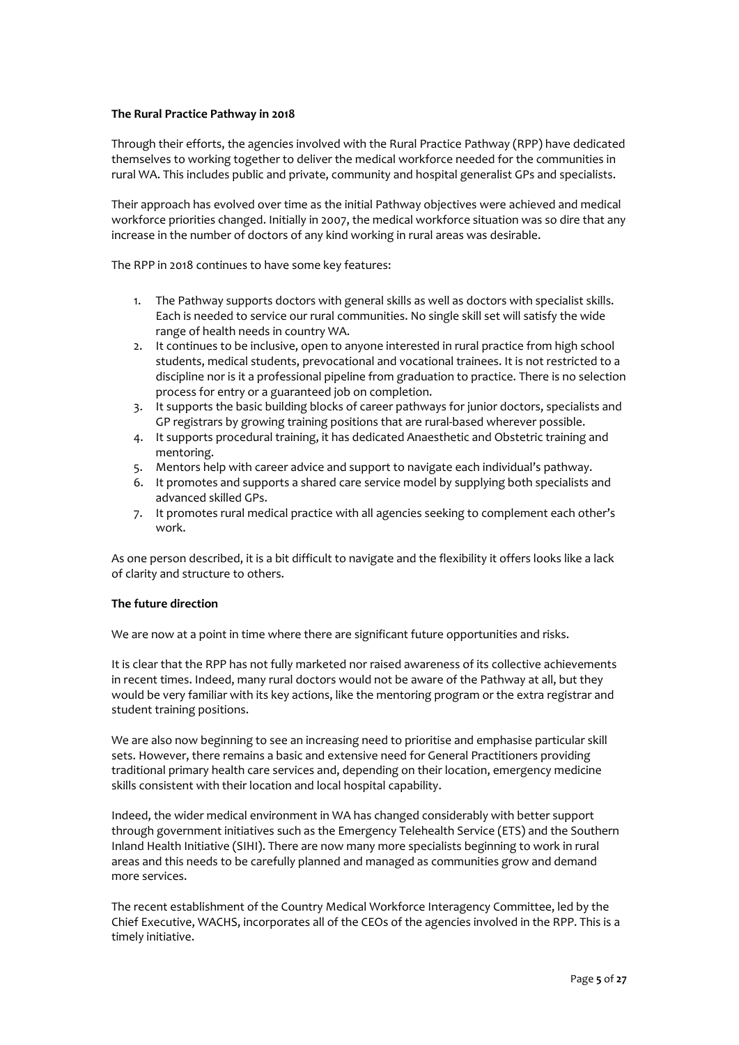**The Rural Practice Pathway in 2018**

Through their efforts, the agencies involved with the Rural Practice Pathway (RPP) have dedicated themselves to working together to deliver the medical workforce needed for the communities in rural WA. This includes public and private, community and hospital generalist GPs and specialists.

Their approach has evolved over time as the initial Pathway objectives were achieved and medical workforce priorities changed. Initially in 2007, the medical workforce situation was so dire that any increase in the number of doctors of any kind working in rural areas was desirable.

The RPP in 2018 continues to have some key features:

1. The Pathway supports doctors with general skills as well as doctors with specialist skills. Each is needed to service our rural communities. No single skill set will satisfy the wide range of health needs in country WA.
2. It continues to be inclusive, open to anyone interested in rural practice from high school students, medical students, prevocational and vocational trainees. It is not restricted to a discipline nor is it a professional pipeline from graduation to practice. There is no selection process for entry or a guaranteed job on completion.
3. It supports the basic building blocks of career pathways for junior doctors, specialists and GP registrars by growing training positions that are rural-based wherever possible.
4. It supports procedural training, it has dedicated Anaesthetic and Obstetric training and mentoring.
5. Mentors help with career advice and support to navigate each individual's pathway.
6. It promotes and supports a shared care service model by supplying both specialists and advanced skilled GPs.
7. It promotes rural medical practice with all agencies seeking to complement each other's work.

As one person described, it is a bit difficult to navigate and the flexibility it offers looks like a lack of clarity and structure to others.

**The future direction**

We are now at a point in time where there are significant future opportunities and risks.

It is clear that the RPP has not fully marketed nor raised awareness of its collective achievements in recent times. Indeed, many rural doctors would not be aware of the Pathway at all, but they would be very familiar with its key actions, like the mentoring program or the extra registrar and student training positions.

We are also now beginning to see an increasing need to prioritise and emphasise particular skill sets. However, there remains a basic and extensive need for General Practitioners providing traditional primary health care services and, depending on their location, emergency medicine skills consistent with their location and local hospital capability.

Indeed, the wider medical environment in WA has changed considerably with better support through government initiatives such as the Emergency Telehealth Service (ETS) and the Southern Inland Health Initiative (SIHI). There are now many more specialists beginning to work in rural areas and this needs to be carefully planned and managed as communities grow and demand more services.

The recent establishment of the Country Medical Workforce Interagency Committee, led by the Chief Executive, WACHS, incorporates all of the CEOs of the agencies involved in the RPP. This is a timely initiative.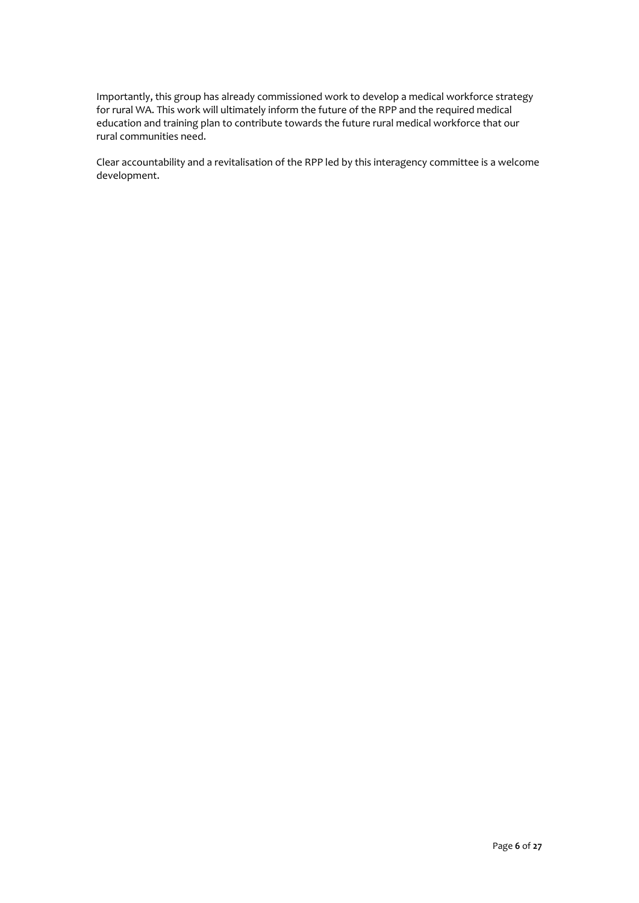Importantly, this group has already commissioned work to develop a medical workforce strategy for rural WA. This work will ultimately inform the future of the RPP and the required medical education and training plan to contribute towards the future rural medical workforce that our rural communities need.

Clear accountability and a revitalisation of the RPP led by this interagency committee is a welcome development.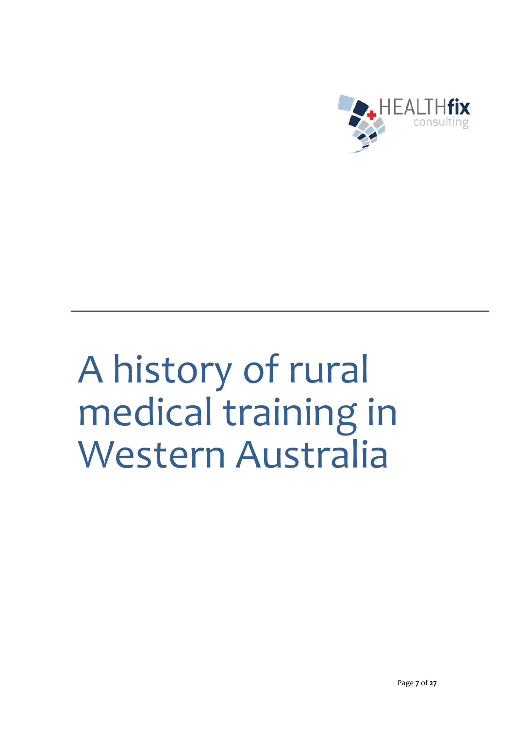# A history of rural medical training in Western Australia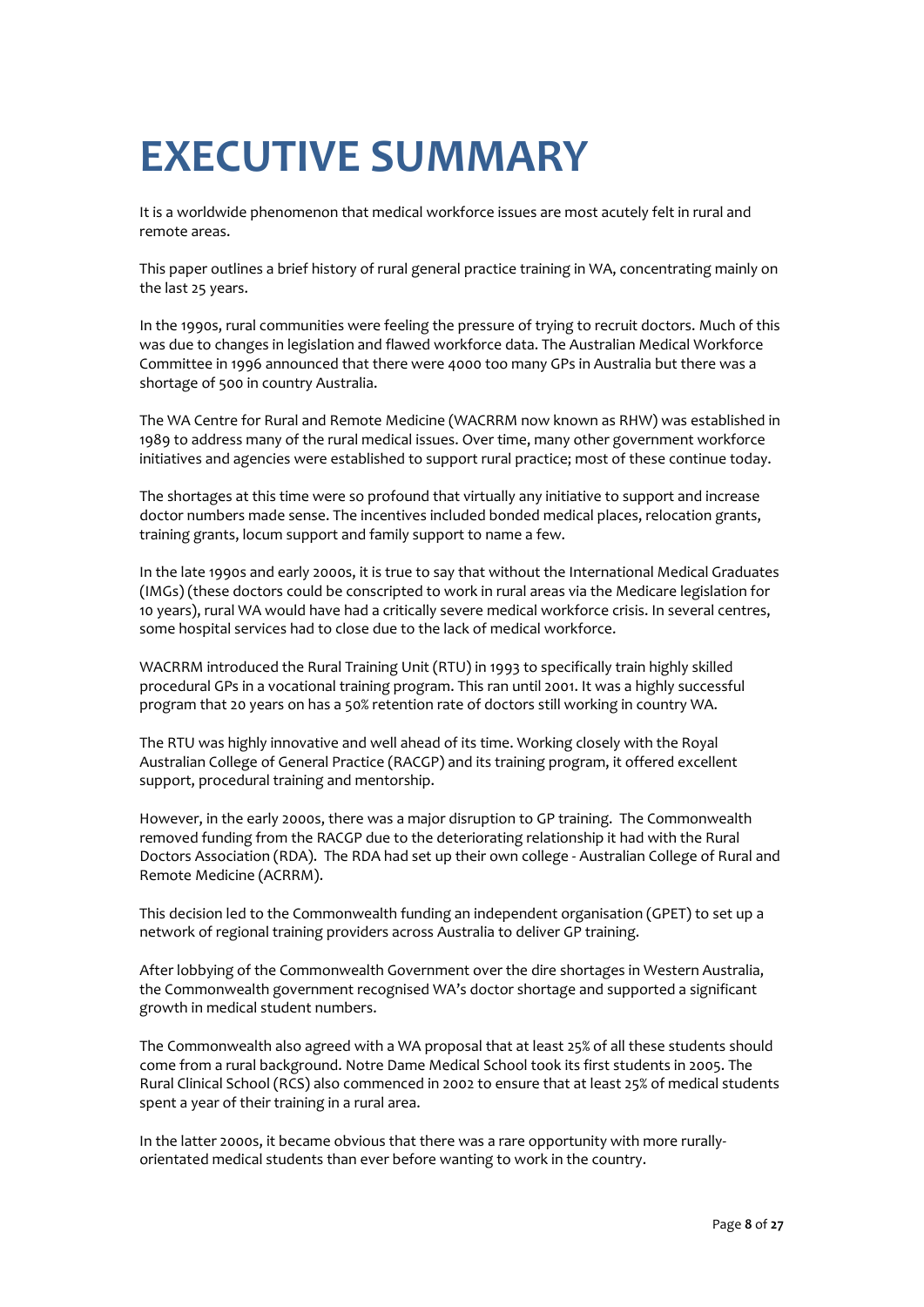# EXECUTIVE SUMMARY

It is a worldwide phenomenon that medical workforce issues are most acutely felt in rural and remote areas.

This paper outlines a brief history of rural general practice training in WA, concentrating mainly on the last 25 years.

In the 1990s, rural communities were feeling the pressure of trying to recruit doctors. Much of this was due to changes in legislation and flawed workforce data. The Australian Medical Workforce Committee in 1996 announced that there were 4000 too many GPs in Australia but there was a shortage of 500 in country Australia.

The WA Centre for Rural and Remote Medicine (WACRRM now known as RHW) was established in 1989 to address many of the rural medical issues. Over time, many other government workforce initiatives and agencies were established to support rural practice; most of these continue today.

The shortages at this time were so profound that virtually any initiative to support and increase doctor numbers made sense. The incentives included bonded medical places, relocation grants, training grants, locum support and family support to name a few.

In the late 1990s and early 2000s, it is true to say that without the International Medical Graduates (IMGs) (these doctors could be conscripted to work in rural areas via the Medicare legislation for 10 years), rural WA would have had a critically severe medical workforce crisis. In several centres, some hospital services had to close due to the lack of medical workforce.

WACRRM introduced the Rural Training Unit (RTU) in 1993 to specifically train highly skilled procedural GPs in a vocational training program. This ran until 2001. It was a highly successful program that 20 years on has a 50% retention rate of doctors still working in country WA.

The RTU was highly innovative and well ahead of its time. Working closely with the Royal Australian College of General Practice (RACGP) and its training program, it offered excellent support, procedural training and mentorship.

However, in the early 2000s, there was a major disruption to GP training. The Commonwealth removed funding from the RACGP due to the deteriorating relationship it had with the Rural Doctors Association (RDA). The RDA had set up their own college - Australian College of Rural and Remote Medicine (ACRRM).

This decision led to the Commonwealth funding an independent organisation (GPET) to set up a network of regional training providers across Australia to deliver GP training.

After lobbying of the Commonwealth Government over the dire shortages in Western Australia, the Commonwealth government recognised WA's doctor shortage and supported a significant growth in medical student numbers.

The Commonwealth also agreed with a WA proposal that at least 25% of all these students should come from a rural background. Notre Dame Medical School took its first students in 2005. The Rural Clinical School (RCS) also commenced in 2002 to ensure that at least 25% of medical students spent a year of their training in a rural area.

In the latter 2000s, it became obvious that there was a rare opportunity with more rurally-orientated medical students than ever before wanting to work in the country.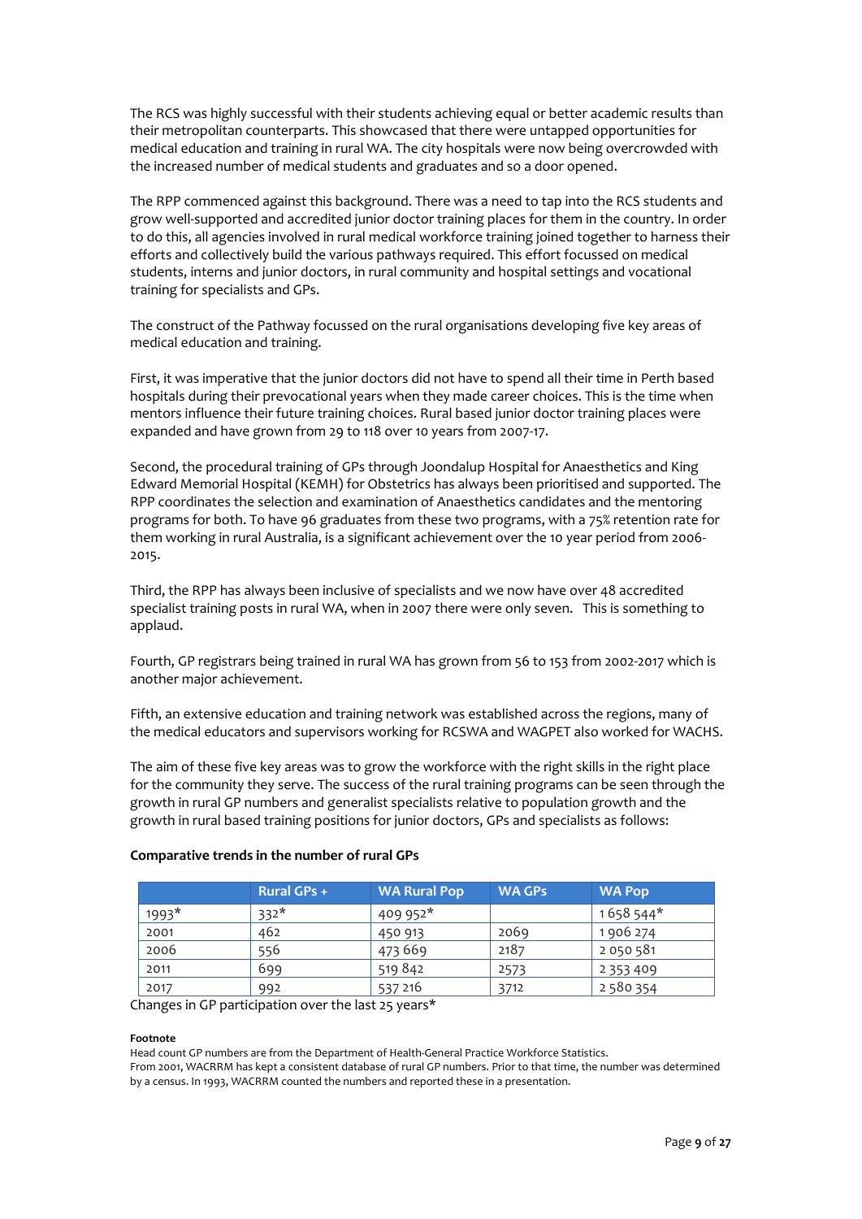The RCS was highly successful with their students achieving equal or better academic results than their metropolitan counterparts. This showcased that there were untapped opportunities for medical education and training in rural WA. The city hospitals were now being overcrowded with the increased number of medical students and graduates and so a door opened.

The RPP commenced against this background. There was a need to tap into the RCS students and grow well-supported and accredited junior doctor training places for them in the country. In order to do this, all agencies involved in rural medical workforce training joined together to harness their efforts and collectively build the various pathways required. This effort focussed on medical students, interns and junior doctors, in rural community and hospital settings and vocational training for specialists and GPs.

The construct of the Pathway focussed on the rural organisations developing five key areas of medical education and training.

First, it was imperative that the junior doctors did not have to spend all their time in Perth based hospitals during their prevocational years when they made career choices. This is the time when mentors influence their future training choices. Rural based junior doctor training places were expanded and have grown from 29 to 118 over 10 years from 2007-17.

Second, the procedural training of GPs through Joondalup Hospital for Anaesthetics and King Edward Memorial Hospital (KEMH) for Obstetrics has always been prioritised and supported. The RPP coordinates the selection and examination of Anaesthetics candidates and the mentoring programs for both. To have 96 graduates from these two programs, with a 75% retention rate for them working in rural Australia, is a significant achievement over the 10 year period from 2006-2015.

Third, the RPP has always been inclusive of specialists and we now have over 48 accredited specialist training posts in rural WA, when in 2007 there were only seven. This is something to applaud.

Fourth, GP registrars being trained in rural WA has grown from 56 to 153 from 2002-2017 which is another major achievement.

Fifth, an extensive education and training network was established across the regions, many of the medical educators and supervisors working for RCSWA and WAGPET also worked for WACHS.

The aim of these five key areas was to grow the workforce with the right skills in the right place for the community they serve. The success of the rural training programs can be seen through the growth in rural GP numbers and generalist specialists relative to population growth and the growth in rural based training positions for junior doctors, GPs and specialists as follows:

**Comparative trends in the number of rural GPs**

| | Rural GPs + | WA Rural Pop | WA GPs | WA Pop |
|---|---|---|---|---|
| 1993* | 332* | 409 952* | | 1 658 544* |
| 2001 | 462 | 450 913 | 2069 | 1 906 274 |
| 2006 | 556 | 473 669 | 2187 | 2 050 581 |
| 2011 | 699 | 519 842 | 2573 | 2 353 409 |
| 2017 | 992 | 537 216 | 3712 | 2 580 354 |

Changes in GP participation over the last 25 years*

**Footnote**

Head count GP numbers are from the Department of Health-General Practice Workforce Statistics.
From 2001, WACRRM has kept a consistent database of rural GP numbers. Prior to that time, the number was determined by a census. In 1993, WACRRM counted the numbers and reported these in a presentation.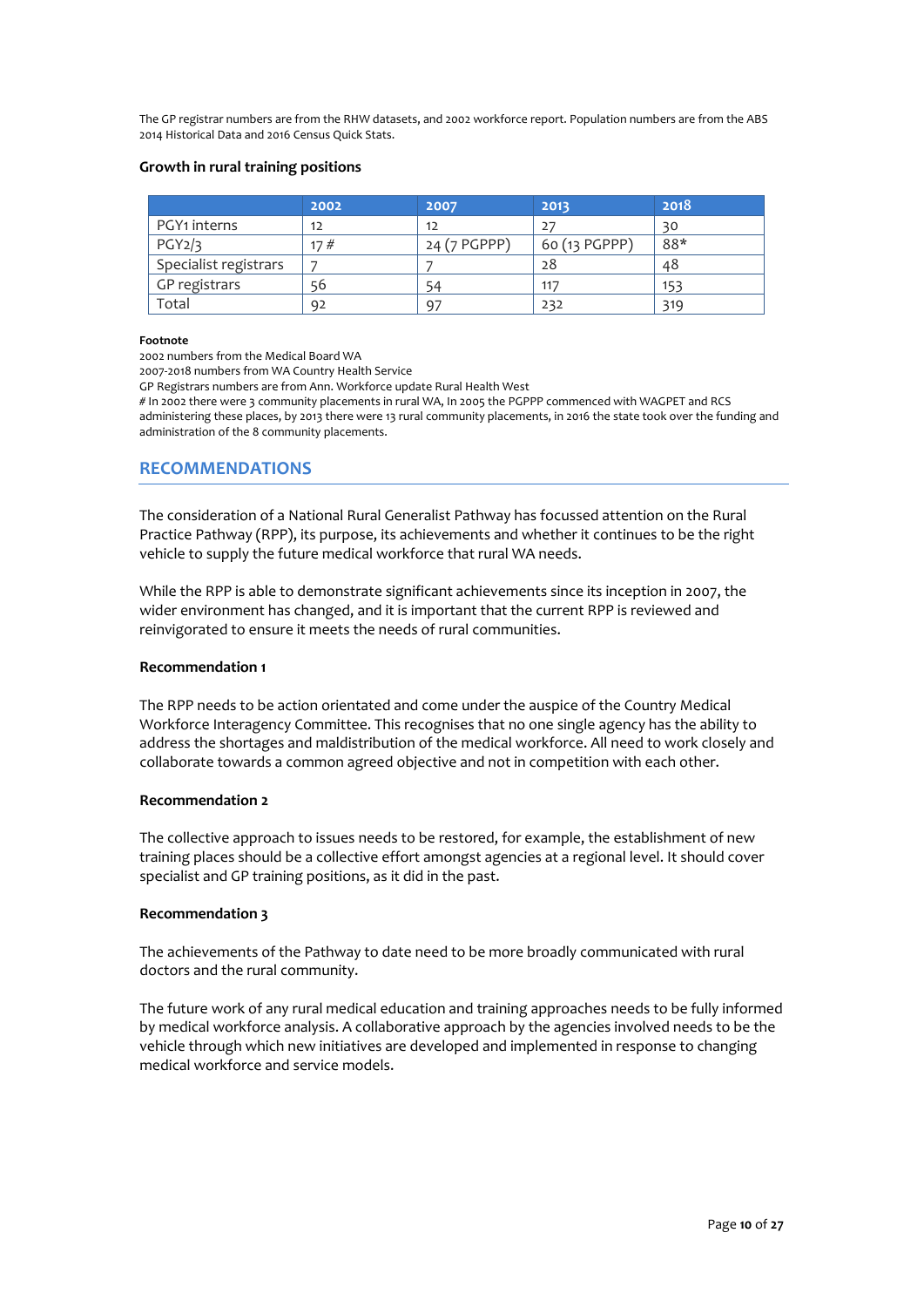The GP registrar numbers are from the RHW datasets, and 2002 workforce report. Population numbers are from the ABS 2014 Historical Data and 2016 Census Quick Stats.

**Growth in rural training positions**

| | 2002 | 2007 | 2013 | 2018 |
|---|---|---|---|---|
| PGY1 interns | 12 | 12 | 27 | 30 |
| PGY2/3 | 17 # | 24 (7 PGPPP) | 60 (13 PGPPP) | 88* |
| Specialist registrars | 7 | 7 | 28 | 48 |
| GP registrars | 56 | 54 | 117 | 153 |
| Total | 92 | 97 | 232 | 319 |

**Footnote**

2002 numbers from the Medical Board WA
2007-2018 numbers from WA Country Health Service
GP Registrars numbers are from Ann. Workforce update Rural Health West
# In 2002 there were 3 community placements in rural WA, In 2005 the PGPPP commenced with WAGPET and RCS administering these places, by 2013 there were 13 rural community placements, in 2016 the state took over the funding and administration of the 8 community placements.

## RECOMMENDATIONS

The consideration of a National Rural Generalist Pathway has focussed attention on the Rural Practice Pathway (RPP), its purpose, its achievements and whether it continues to be the right vehicle to supply the future medical workforce that rural WA needs.

While the RPP is able to demonstrate significant achievements since its inception in 2007, the wider environment has changed, and it is important that the current RPP is reviewed and reinvigorated to ensure it meets the needs of rural communities.

**Recommendation 1**

The RPP needs to be action orientated and come under the auspice of the Country Medical Workforce Interagency Committee. This recognises that no one single agency has the ability to address the shortages and maldistribution of the medical workforce. All need to work closely and collaborate towards a common agreed objective and not in competition with each other.

**Recommendation 2**

The collective approach to issues needs to be restored, for example, the establishment of new training places should be a collective effort amongst agencies at a regional level. It should cover specialist and GP training positions, as it did in the past.

**Recommendation 3**

The achievements of the Pathway to date need to be more broadly communicated with rural doctors and the rural community.

The future work of any rural medical education and training approaches needs to be fully informed by medical workforce analysis. A collaborative approach by the agencies involved needs to be the vehicle through which new initiatives are developed and implemented in response to changing medical workforce and service models.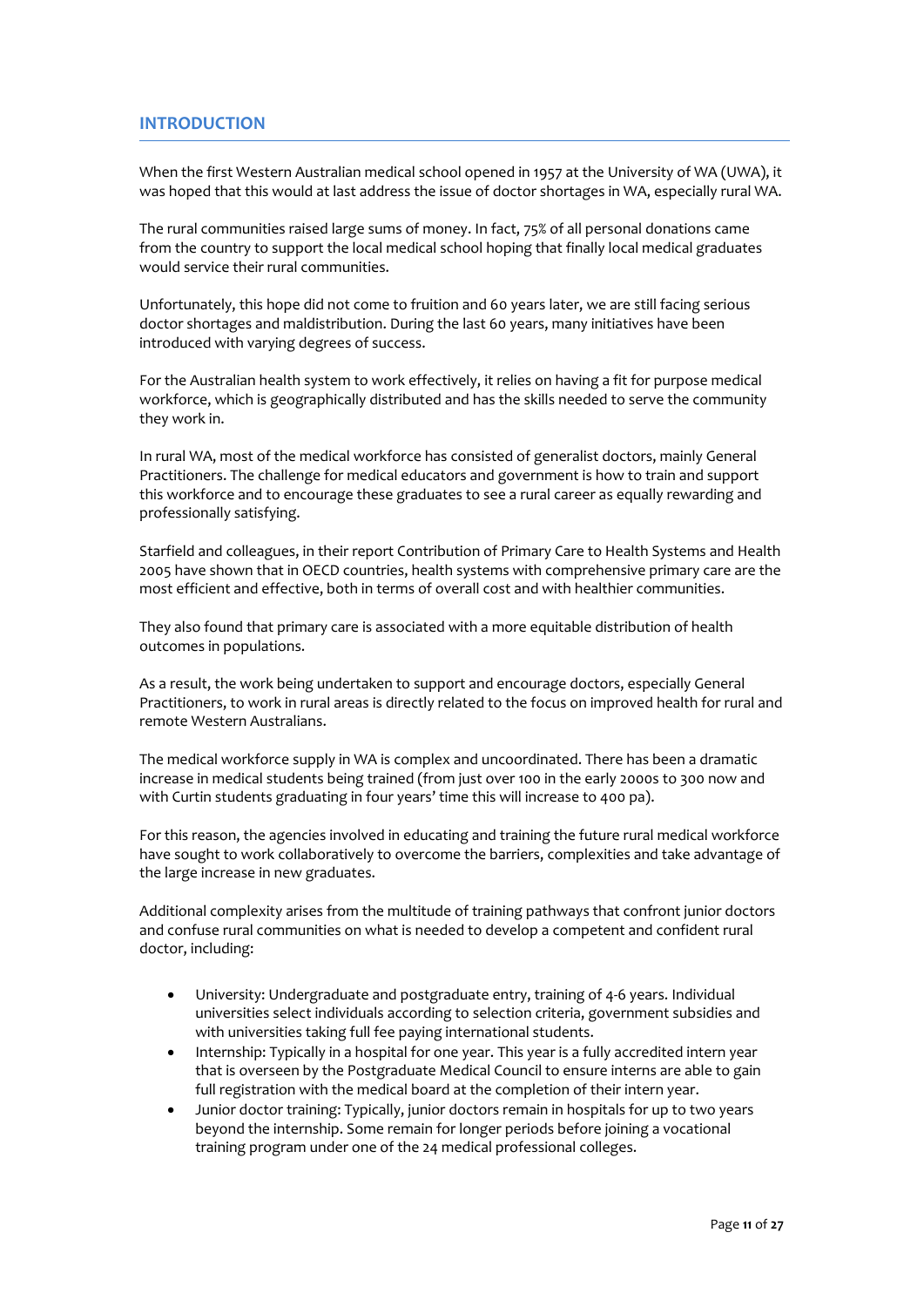## INTRODUCTION

When the first Western Australian medical school opened in 1957 at the University of WA (UWA), it was hoped that this would at last address the issue of doctor shortages in WA, especially rural WA.

The rural communities raised large sums of money. In fact, 75% of all personal donations came from the country to support the local medical school hoping that finally local medical graduates would service their rural communities.

Unfortunately, this hope did not come to fruition and 60 years later, we are still facing serious doctor shortages and maldistribution. During the last 60 years, many initiatives have been introduced with varying degrees of success.

For the Australian health system to work effectively, it relies on having a fit for purpose medical workforce, which is geographically distributed and has the skills needed to serve the community they work in.

In rural WA, most of the medical workforce has consisted of generalist doctors, mainly General Practitioners. The challenge for medical educators and government is how to train and support this workforce and to encourage these graduates to see a rural career as equally rewarding and professionally satisfying.

Starfield and colleagues, in their report Contribution of Primary Care to Health Systems and Health 2005 have shown that in OECD countries, health systems with comprehensive primary care are the most efficient and effective, both in terms of overall cost and with healthier communities.

They also found that primary care is associated with a more equitable distribution of health outcomes in populations.

As a result, the work being undertaken to support and encourage doctors, especially General Practitioners, to work in rural areas is directly related to the focus on improved health for rural and remote Western Australians.

The medical workforce supply in WA is complex and uncoordinated. There has been a dramatic increase in medical students being trained (from just over 100 in the early 2000s to 300 now and with Curtin students graduating in four years' time this will increase to 400 pa).

For this reason, the agencies involved in educating and training the future rural medical workforce have sought to work collaboratively to overcome the barriers, complexities and take advantage of the large increase in new graduates.

Additional complexity arises from the multitude of training pathways that confront junior doctors and confuse rural communities on what is needed to develop a competent and confident rural doctor, including:

- University: Undergraduate and postgraduate entry, training of 4-6 years. Individual universities select individuals according to selection criteria, government subsidies and with universities taking full fee paying international students.
- Internship: Typically in a hospital for one year. This year is a fully accredited intern year that is overseen by the Postgraduate Medical Council to ensure interns are able to gain full registration with the medical board at the completion of their intern year.
- Junior doctor training: Typically, junior doctors remain in hospitals for up to two years beyond the internship. Some remain for longer periods before joining a vocational training program under one of the 24 medical professional colleges.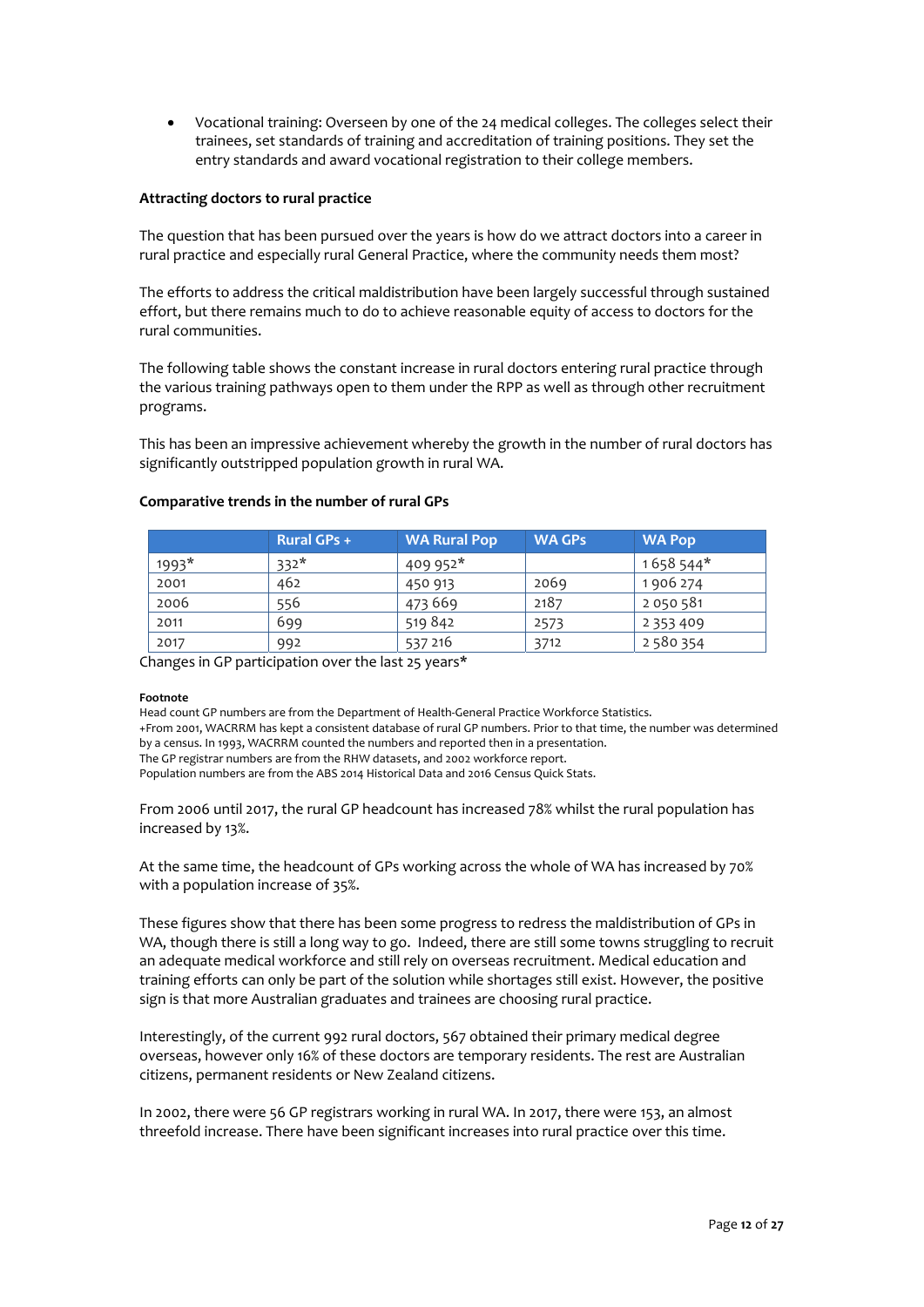- Vocational training: Overseen by one of the 24 medical colleges. The colleges select their trainees, set standards of training and accreditation of training positions. They set the entry standards and award vocational registration to their college members.

**Attracting doctors to rural practice**

The question that has been pursued over the years is how do we attract doctors into a career in rural practice and especially rural General Practice, where the community needs them most?

The efforts to address the critical maldistribution have been largely successful through sustained effort, but there remains much to do to achieve reasonable equity of access to doctors for the rural communities.

The following table shows the constant increase in rural doctors entering rural practice through the various training pathways open to them under the RPP as well as through other recruitment programs.

This has been an impressive achievement whereby the growth in the number of rural doctors has significantly outstripped population growth in rural WA.

**Comparative trends in the number of rural GPs**

| | Rural GPs + | WA Rural Pop | WA GPs | WA Pop |
|---|---|---|---|---|
| 1993* | 332* | 409 952* | | 1 658 544* |
| 2001 | 462 | 450 913 | 2069 | 1 906 274 |
| 2006 | 556 | 473 669 | 2187 | 2 050 581 |
| 2011 | 699 | 519 842 | 2573 | 2 353 409 |
| 2017 | 992 | 537 216 | 3712 | 2 580 354 |

Changes in GP participation over the last 25 years*

**Footnote**

Head count GP numbers are from the Department of Health-General Practice Workforce Statistics.
+From 2001, WACRRM has kept a consistent database of rural GP numbers. Prior to that time, the number was determined by a census. In 1993, WACRRM counted the numbers and reported then in a presentation.
The GP registrar numbers are from the RHW datasets, and 2002 workforce report.
Population numbers are from the ABS 2014 Historical Data and 2016 Census Quick Stats.

From 2006 until 2017, the rural GP headcount has increased 78% whilst the rural population has increased by 13%.

At the same time, the headcount of GPs working across the whole of WA has increased by 70% with a population increase of 35%.

These figures show that there has been some progress to redress the maldistribution of GPs in WA, though there is still a long way to go. Indeed, there are still some towns struggling to recruit an adequate medical workforce and still rely on overseas recruitment. Medical education and training efforts can only be part of the solution while shortages still exist. However, the positive sign is that more Australian graduates and trainees are choosing rural practice.

Interestingly, of the current 992 rural doctors, 567 obtained their primary medical degree overseas, however only 16% of these doctors are temporary residents. The rest are Australian citizens, permanent residents or New Zealand citizens.

In 2002, there were 56 GP registrars working in rural WA. In 2017, there were 153, an almost threefold increase. There have been significant increases into rural practice over this time.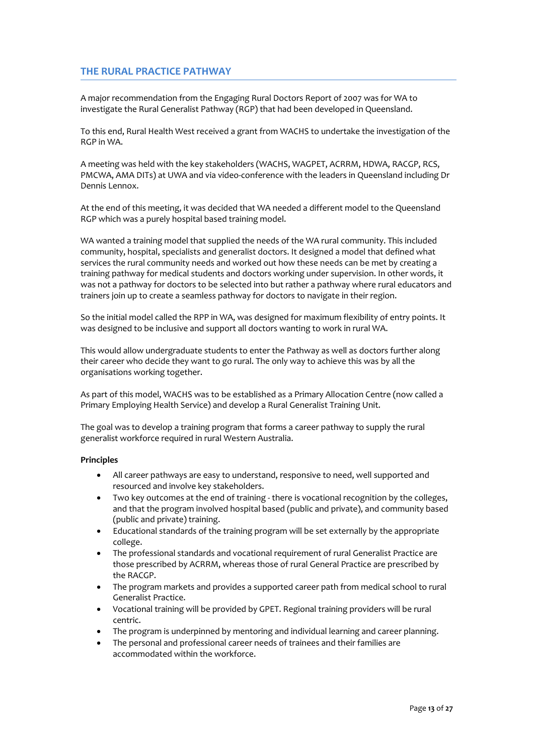## THE RURAL PRACTICE PATHWAY

A major recommendation from the Engaging Rural Doctors Report of 2007 was for WA to investigate the Rural Generalist Pathway (RGP) that had been developed in Queensland.

To this end, Rural Health West received a grant from WACHS to undertake the investigation of the RGP in WA.

A meeting was held with the key stakeholders (WACHS, WAGPET, ACRRM, HDWA, RACGP, RCS, PMCWA, AMA DITs) at UWA and via video-conference with the leaders in Queensland including Dr Dennis Lennox.

At the end of this meeting, it was decided that WA needed a different model to the Queensland RGP which was a purely hospital based training model.

WA wanted a training model that supplied the needs of the WA rural community. This included community, hospital, specialists and generalist doctors. It designed a model that defined what services the rural community needs and worked out how these needs can be met by creating a training pathway for medical students and doctors working under supervision. In other words, it was not a pathway for doctors to be selected into but rather a pathway where rural educators and trainers join up to create a seamless pathway for doctors to navigate in their region.

So the initial model called the RPP in WA, was designed for maximum flexibility of entry points. It was designed to be inclusive and support all doctors wanting to work in rural WA.

This would allow undergraduate students to enter the Pathway as well as doctors further along their career who decide they want to go rural. The only way to achieve this was by all the organisations working together.

As part of this model, WACHS was to be established as a Primary Allocation Centre (now called a Primary Employing Health Service) and develop a Rural Generalist Training Unit.

The goal was to develop a training program that forms a career pathway to supply the rural generalist workforce required in rural Western Australia.

**Principles**

- All career pathways are easy to understand, responsive to need, well supported and resourced and involve key stakeholders.
- Two key outcomes at the end of training - there is vocational recognition by the colleges, and that the program involved hospital based (public and private), and community based (public and private) training.
- Educational standards of the training program will be set externally by the appropriate college.
- The professional standards and vocational requirement of rural Generalist Practice are those prescribed by ACRRM, whereas those of rural General Practice are prescribed by the RACGP.
- The program markets and provides a supported career path from medical school to rural Generalist Practice.
- Vocational training will be provided by GPET. Regional training providers will be rural centric.
- The program is underpinned by mentoring and individual learning and career planning.
- The personal and professional career needs of trainees and their families are accommodated within the workforce.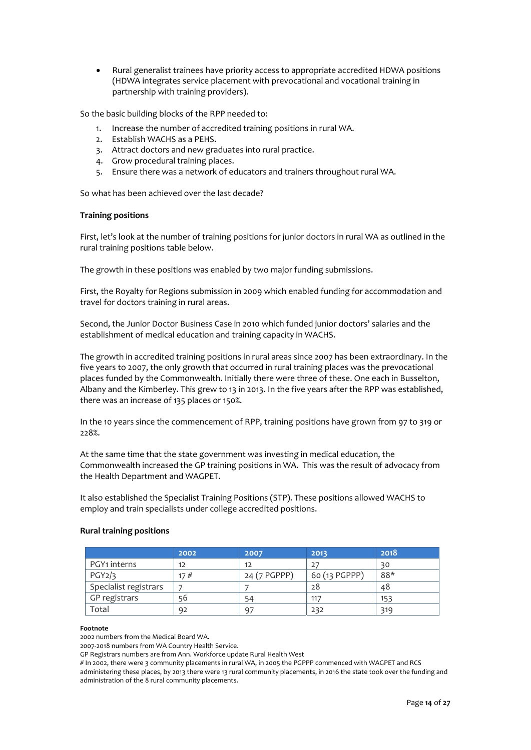- Rural generalist trainees have priority access to appropriate accredited HDWA positions (HDWA integrates service placement with prevocational and vocational training in partnership with training providers).

So the basic building blocks of the RPP needed to:

1. Increase the number of accredited training positions in rural WA.
2. Establish WACHS as a PEHS.
3. Attract doctors and new graduates into rural practice.
4. Grow procedural training places.
5. Ensure there was a network of educators and trainers throughout rural WA.

So what has been achieved over the last decade?

**Training positions**

First, let's look at the number of training positions for junior doctors in rural WA as outlined in the rural training positions table below.

The growth in these positions was enabled by two major funding submissions.

First, the Royalty for Regions submission in 2009 which enabled funding for accommodation and travel for doctors training in rural areas.

Second, the Junior Doctor Business Case in 2010 which funded junior doctors' salaries and the establishment of medical education and training capacity in WACHS.

The growth in accredited training positions in rural areas since 2007 has been extraordinary. In the five years to 2007, the only growth that occurred in rural training places was the prevocational places funded by the Commonwealth. Initially there were three of these. One each in Busselton, Albany and the Kimberley. This grew to 13 in 2013. In the five years after the RPP was established, there was an increase of 135 places or 150%.

In the 10 years since the commencement of RPP, training positions have grown from 97 to 319 or 228%.

At the same time that the state government was investing in medical education, the Commonwealth increased the GP training positions in WA. This was the result of advocacy from the Health Department and WAGPET.

It also established the Specialist Training Positions (STP). These positions allowed WACHS to employ and train specialists under college accredited positions.

**Rural training positions**

| | 2002 | 2007 | 2013 | 2018 |
|---|---|---|---|---|
| PGY1 interns | 12 | 12 | 27 | 30 |
| PGY2/3 | 17 # | 24 (7 PGPPP) | 60 (13 PGPPP) | 88* |
| Specialist registrars | 7 | 7 | 28 | 48 |
| GP registrars | 56 | 54 | 117 | 153 |
| Total | 92 | 97 | 232 | 319 |

**Footnote**

2002 numbers from the Medical Board WA.
2007-2018 numbers from WA Country Health Service.
GP Registrars numbers are from Ann. Workforce update Rural Health West
# In 2002, there were 3 community placements in rural WA, in 2005 the PGPPP commenced with WAGPET and RCS administering these places, by 2013 there were 13 rural community placements, in 2016 the state took over the funding and administration of the 8 rural community placements.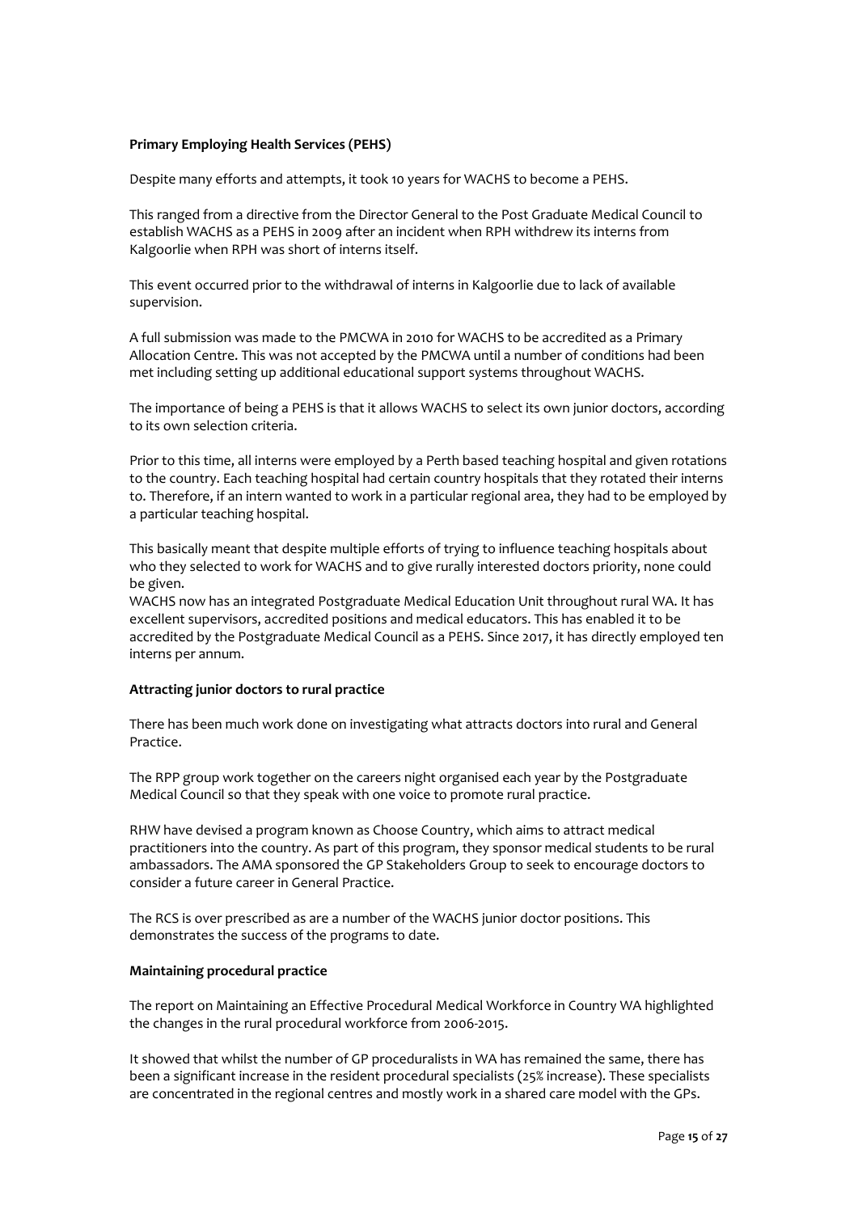**Primary Employing Health Services (PEHS)**

Despite many efforts and attempts, it took 10 years for WACHS to become a PEHS.

This ranged from a directive from the Director General to the Post Graduate Medical Council to establish WACHS as a PEHS in 2009 after an incident when RPH withdrew its interns from Kalgoorlie when RPH was short of interns itself.

This event occurred prior to the withdrawal of interns in Kalgoorlie due to lack of available supervision.

A full submission was made to the PMCWA in 2010 for WACHS to be accredited as a Primary Allocation Centre. This was not accepted by the PMCWA until a number of conditions had been met including setting up additional educational support systems throughout WACHS.

The importance of being a PEHS is that it allows WACHS to select its own junior doctors, according to its own selection criteria.

Prior to this time, all interns were employed by a Perth based teaching hospital and given rotations to the country. Each teaching hospital had certain country hospitals that they rotated their interns to. Therefore, if an intern wanted to work in a particular regional area, they had to be employed by a particular teaching hospital.

This basically meant that despite multiple efforts of trying to influence teaching hospitals about who they selected to work for WACHS and to give rurally interested doctors priority, none could be given.

WACHS now has an integrated Postgraduate Medical Education Unit throughout rural WA. It has excellent supervisors, accredited positions and medical educators. This has enabled it to be accredited by the Postgraduate Medical Council as a PEHS. Since 2017, it has directly employed ten interns per annum.

**Attracting junior doctors to rural practice**

There has been much work done on investigating what attracts doctors into rural and General Practice.

The RPP group work together on the careers night organised each year by the Postgraduate Medical Council so that they speak with one voice to promote rural practice.

RHW have devised a program known as Choose Country, which aims to attract medical practitioners into the country. As part of this program, they sponsor medical students to be rural ambassadors. The AMA sponsored the GP Stakeholders Group to seek to encourage doctors to consider a future career in General Practice.

The RCS is over prescribed as are a number of the WACHS junior doctor positions. This demonstrates the success of the programs to date.

**Maintaining procedural practice**

The report on Maintaining an Effective Procedural Medical Workforce in Country WA highlighted the changes in the rural procedural workforce from 2006-2015.

It showed that whilst the number of GP proceduralists in WA has remained the same, there has been a significant increase in the resident procedural specialists (25% increase). These specialists are concentrated in the regional centres and mostly work in a shared care model with the GPs.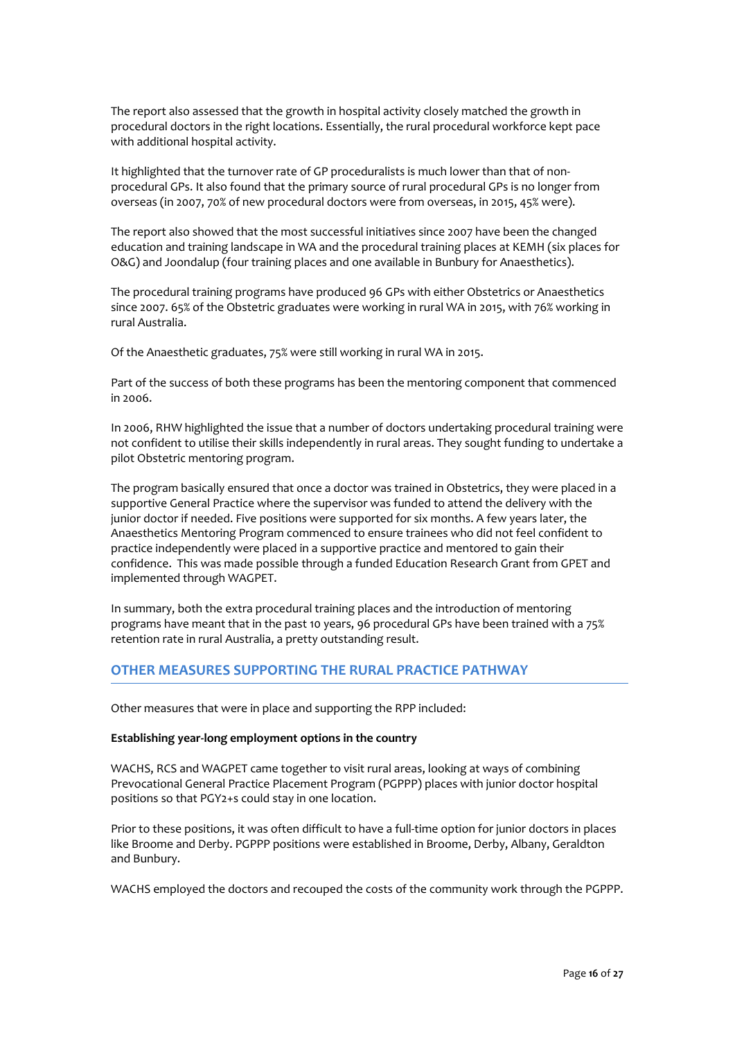The report also assessed that the growth in hospital activity closely matched the growth in procedural doctors in the right locations. Essentially, the rural procedural workforce kept pace with additional hospital activity.

It highlighted that the turnover rate of GP proceduralists is much lower than that of non-procedural GPs. It also found that the primary source of rural procedural GPs is no longer from overseas (in 2007, 70% of new procedural doctors were from overseas, in 2015, 45% were).

The report also showed that the most successful initiatives since 2007 have been the changed education and training landscape in WA and the procedural training places at KEMH (six places for O&G) and Joondalup (four training places and one available in Bunbury for Anaesthetics).

The procedural training programs have produced 96 GPs with either Obstetrics or Anaesthetics since 2007. 65% of the Obstetric graduates were working in rural WA in 2015, with 76% working in rural Australia.

Of the Anaesthetic graduates, 75% were still working in rural WA in 2015.

Part of the success of both these programs has been the mentoring component that commenced in 2006.

In 2006, RHW highlighted the issue that a number of doctors undertaking procedural training were not confident to utilise their skills independently in rural areas. They sought funding to undertake a pilot Obstetric mentoring program.

The program basically ensured that once a doctor was trained in Obstetrics, they were placed in a supportive General Practice where the supervisor was funded to attend the delivery with the junior doctor if needed. Five positions were supported for six months. A few years later, the Anaesthetics Mentoring Program commenced to ensure trainees who did not feel confident to practice independently were placed in a supportive practice and mentored to gain their confidence. This was made possible through a funded Education Research Grant from GPET and implemented through WAGPET.

In summary, both the extra procedural training places and the introduction of mentoring programs have meant that in the past 10 years, 96 procedural GPs have been trained with a 75% retention rate in rural Australia, a pretty outstanding result.

## OTHER MEASURES SUPPORTING THE RURAL PRACTICE PATHWAY

Other measures that were in place and supporting the RPP included:

**Establishing year-long employment options in the country**

WACHS, RCS and WAGPET came together to visit rural areas, looking at ways of combining Prevocational General Practice Placement Program (PGPPP) places with junior doctor hospital positions so that PGY2+s could stay in one location.

Prior to these positions, it was often difficult to have a full-time option for junior doctors in places like Broome and Derby. PGPPP positions were established in Broome, Derby, Albany, Geraldton and Bunbury.

WACHS employed the doctors and recouped the costs of the community work through the PGPPP.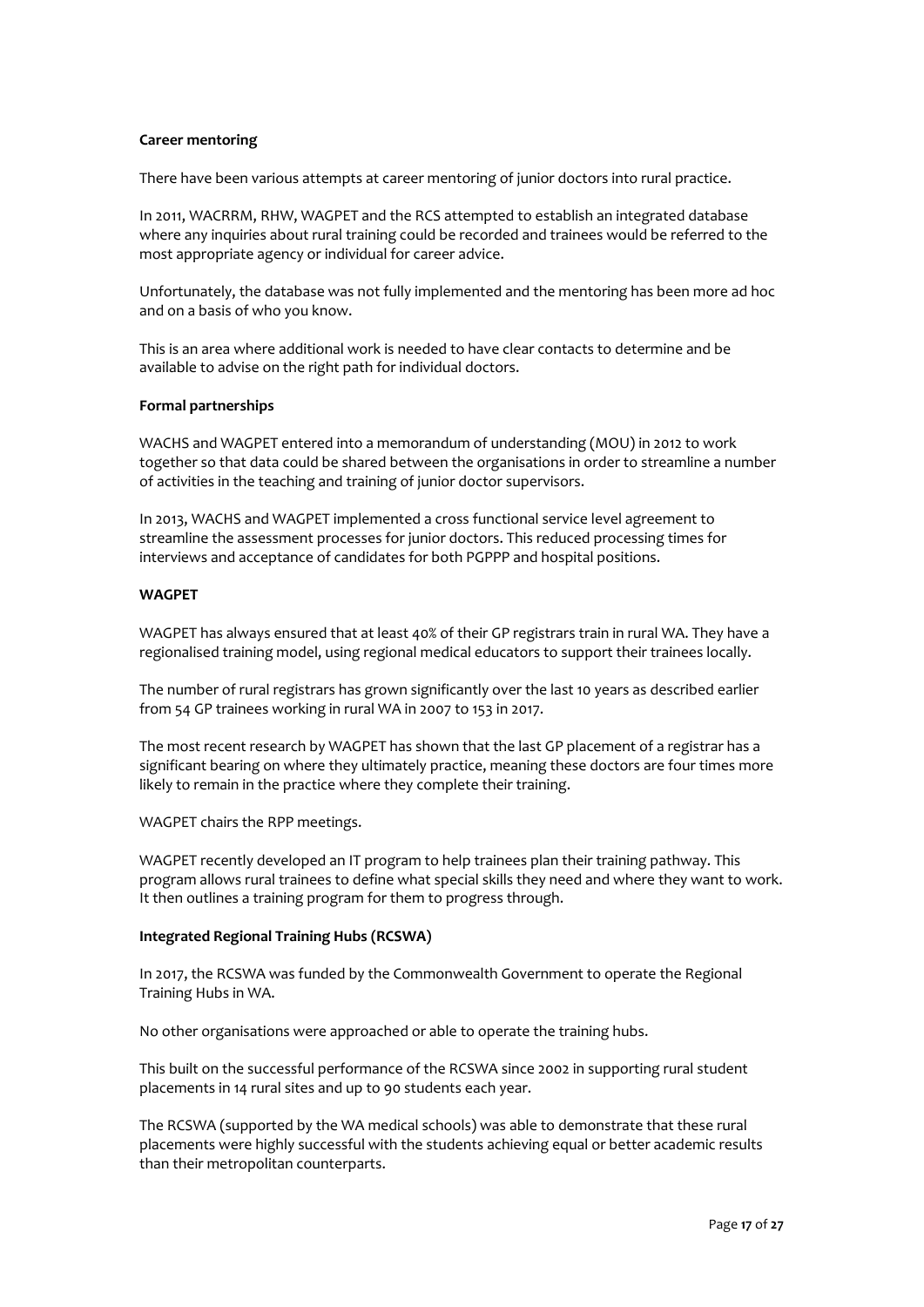**Career mentoring**

There have been various attempts at career mentoring of junior doctors into rural practice.

In 2011, WACRRM, RHW, WAGPET and the RCS attempted to establish an integrated database where any inquiries about rural training could be recorded and trainees would be referred to the most appropriate agency or individual for career advice.

Unfortunately, the database was not fully implemented and the mentoring has been more ad hoc and on a basis of who you know.

This is an area where additional work is needed to have clear contacts to determine and be available to advise on the right path for individual doctors.

**Formal partnerships**

WACHS and WAGPET entered into a memorandum of understanding (MOU) in 2012 to work together so that data could be shared between the organisations in order to streamline a number of activities in the teaching and training of junior doctor supervisors.

In 2013, WACHS and WAGPET implemented a cross functional service level agreement to streamline the assessment processes for junior doctors. This reduced processing times for interviews and acceptance of candidates for both PGPPP and hospital positions.

**WAGPET**

WAGPET has always ensured that at least 40% of their GP registrars train in rural WA. They have a regionalised training model, using regional medical educators to support their trainees locally.

The number of rural registrars has grown significantly over the last 10 years as described earlier from 54 GP trainees working in rural WA in 2007 to 153 in 2017.

The most recent research by WAGPET has shown that the last GP placement of a registrar has a significant bearing on where they ultimately practice, meaning these doctors are four times more likely to remain in the practice where they complete their training.

WAGPET chairs the RPP meetings.

WAGPET recently developed an IT program to help trainees plan their training pathway. This program allows rural trainees to define what special skills they need and where they want to work. It then outlines a training program for them to progress through.

**Integrated Regional Training Hubs (RCSWA)**

In 2017, the RCSWA was funded by the Commonwealth Government to operate the Regional Training Hubs in WA.

No other organisations were approached or able to operate the training hubs.

This built on the successful performance of the RCSWA since 2002 in supporting rural student placements in 14 rural sites and up to 90 students each year.

The RCSWA (supported by the WA medical schools) was able to demonstrate that these rural placements were highly successful with the students achieving equal or better academic results than their metropolitan counterparts.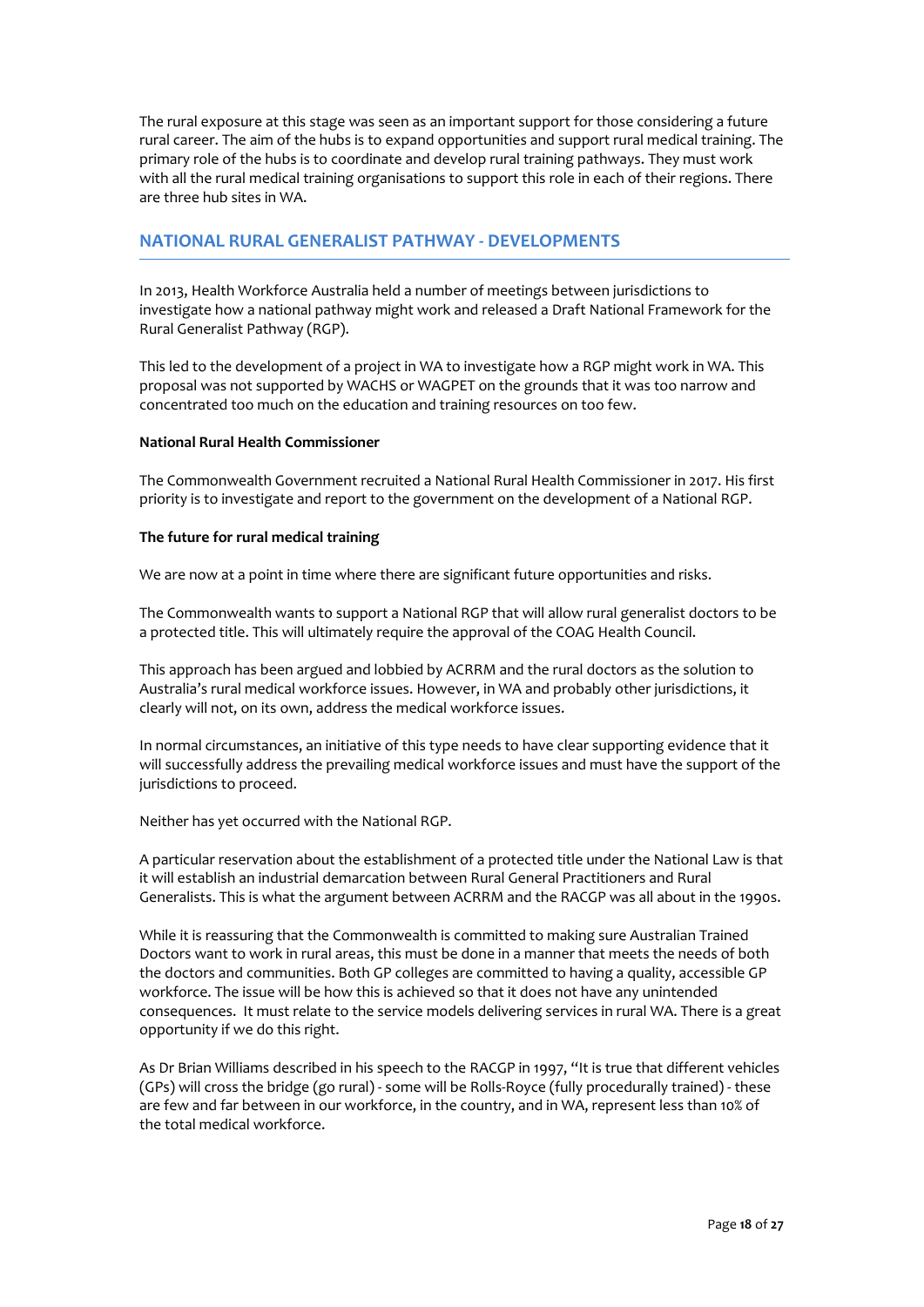The rural exposure at this stage was seen as an important support for those considering a future rural career. The aim of the hubs is to expand opportunities and support rural medical training. The primary role of the hubs is to coordinate and develop rural training pathways. They must work with all the rural medical training organisations to support this role in each of their regions. There are three hub sites in WA.

## NATIONAL RURAL GENERALIST PATHWAY - DEVELOPMENTS

In 2013, Health Workforce Australia held a number of meetings between jurisdictions to investigate how a national pathway might work and released a Draft National Framework for the Rural Generalist Pathway (RGP).

This led to the development of a project in WA to investigate how a RGP might work in WA. This proposal was not supported by WACHS or WAGPET on the grounds that it was too narrow and concentrated too much on the education and training resources on too few.

**National Rural Health Commissioner**

The Commonwealth Government recruited a National Rural Health Commissioner in 2017. His first priority is to investigate and report to the government on the development of a National RGP.

**The future for rural medical training**

We are now at a point in time where there are significant future opportunities and risks.

The Commonwealth wants to support a National RGP that will allow rural generalist doctors to be a protected title. This will ultimately require the approval of the COAG Health Council.

This approach has been argued and lobbied by ACRRM and the rural doctors as the solution to Australia's rural medical workforce issues. However, in WA and probably other jurisdictions, it clearly will not, on its own, address the medical workforce issues.

In normal circumstances, an initiative of this type needs to have clear supporting evidence that it will successfully address the prevailing medical workforce issues and must have the support of the jurisdictions to proceed.

Neither has yet occurred with the National RGP.

A particular reservation about the establishment of a protected title under the National Law is that it will establish an industrial demarcation between Rural General Practitioners and Rural Generalists. This is what the argument between ACRRM and the RACGP was all about in the 1990s.

While it is reassuring that the Commonwealth is committed to making sure Australian Trained Doctors want to work in rural areas, this must be done in a manner that meets the needs of both the doctors and communities. Both GP colleges are committed to having a quality, accessible GP workforce. The issue will be how this is achieved so that it does not have any unintended consequences. It must relate to the service models delivering services in rural WA. There is a great opportunity if we do this right.

As Dr Brian Williams described in his speech to the RACGP in 1997, "It is true that different vehicles (GPs) will cross the bridge (go rural) - some will be Rolls-Royce (fully procedurally trained) - these are few and far between in our workforce, in the country, and in WA, represent less than 10% of the total medical workforce.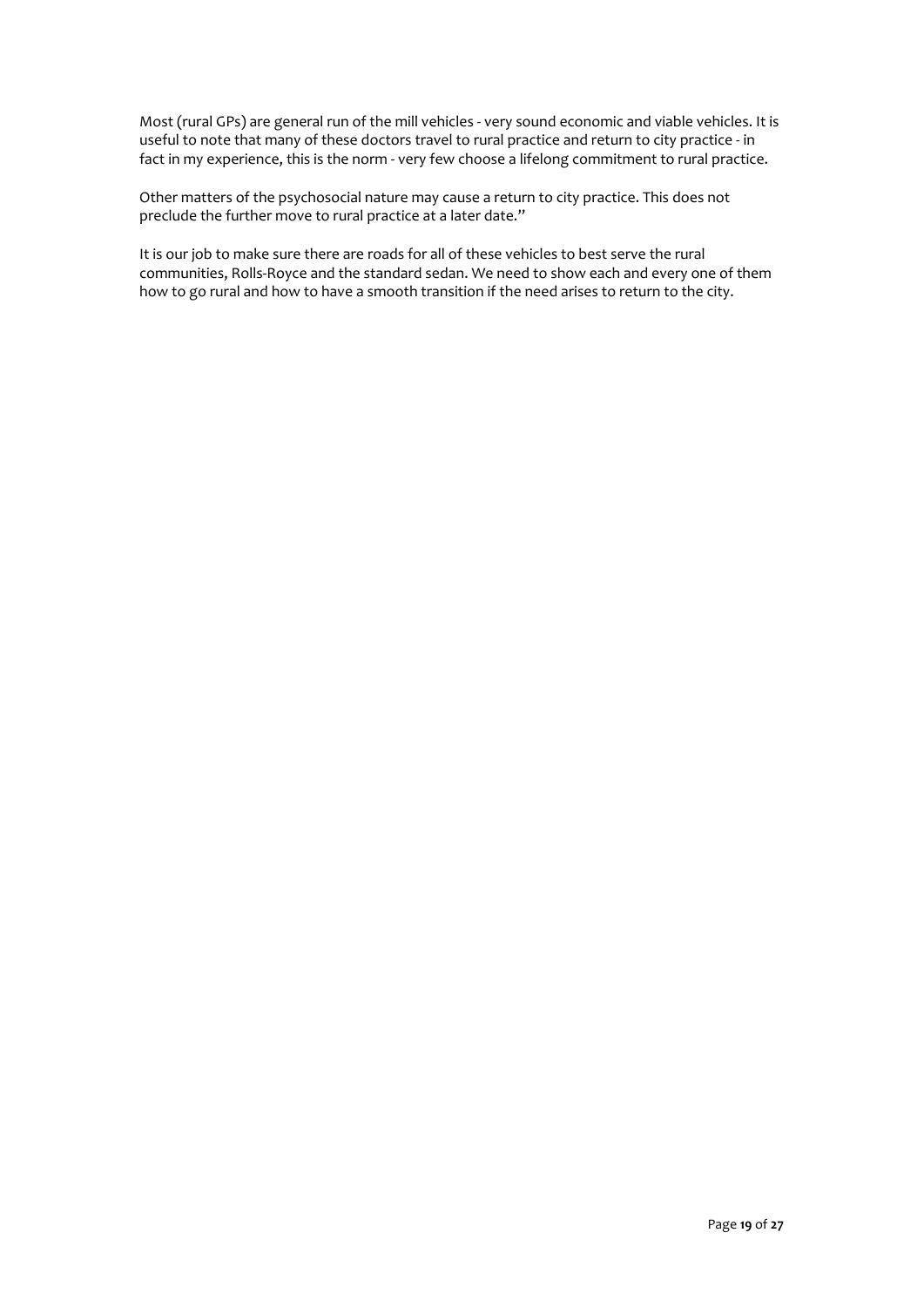Most (rural GPs) are general run of the mill vehicles - very sound economic and viable vehicles. It is useful to note that many of these doctors travel to rural practice and return to city practice - in fact in my experience, this is the norm - very few choose a lifelong commitment to rural practice.

Other matters of the psychosocial nature may cause a return to city practice. This does not preclude the further move to rural practice at a later date."

It is our job to make sure there are roads for all of these vehicles to best serve the rural communities, Rolls-Royce and the standard sedan. We need to show each and every one of them how to go rural and how to have a smooth transition if the need arises to return to the city.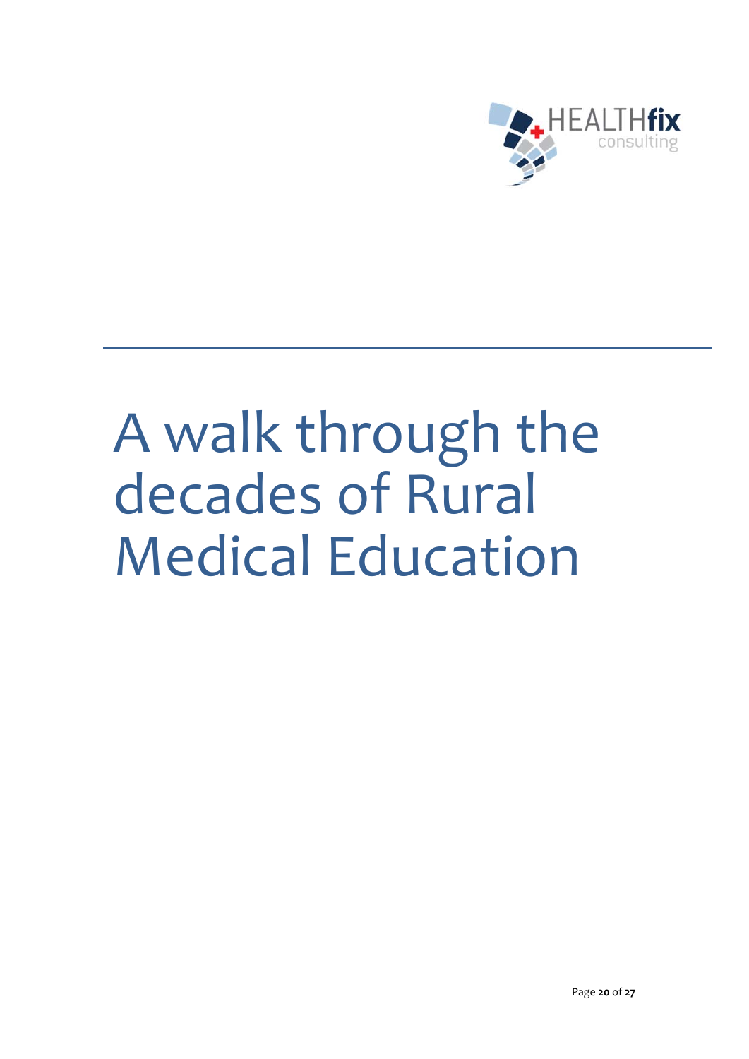# A walk through the decades of Rural Medical Education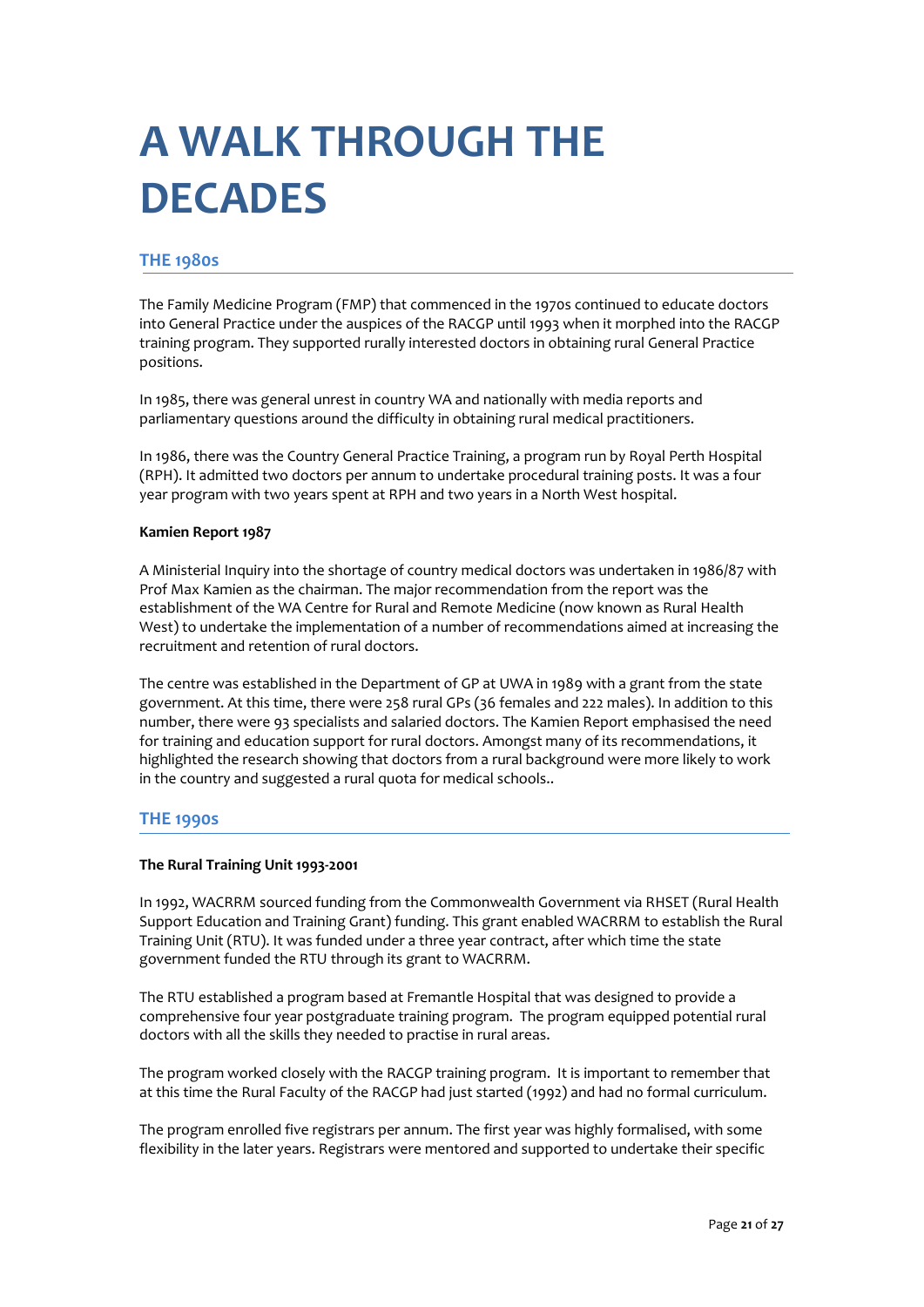# A WALK THROUGH THE DECADES

## THE 1980s

The Family Medicine Program (FMP) that commenced in the 1970s continued to educate doctors into General Practice under the auspices of the RACGP until 1993 when it morphed into the RACGP training program. They supported rurally interested doctors in obtaining rural General Practice positions.

In 1985, there was general unrest in country WA and nationally with media reports and parliamentary questions around the difficulty in obtaining rural medical practitioners.

In 1986, there was the Country General Practice Training, a program run by Royal Perth Hospital (RPH). It admitted two doctors per annum to undertake procedural training posts. It was a four year program with two years spent at RPH and two years in a North West hospital.

**Kamien Report 1987**

A Ministerial Inquiry into the shortage of country medical doctors was undertaken in 1986/87 with Prof Max Kamien as the chairman. The major recommendation from the report was the establishment of the WA Centre for Rural and Remote Medicine (now known as Rural Health West) to undertake the implementation of a number of recommendations aimed at increasing the recruitment and retention of rural doctors.

The centre was established in the Department of GP at UWA in 1989 with a grant from the state government. At this time, there were 258 rural GPs (36 females and 222 males). In addition to this number, there were 93 specialists and salaried doctors. The Kamien Report emphasised the need for training and education support for rural doctors. Amongst many of its recommendations, it highlighted the research showing that doctors from a rural background were more likely to work in the country and suggested a rural quota for medical schools..

## THE 1990s

**The Rural Training Unit 1993-2001**

In 1992, WACRRM sourced funding from the Commonwealth Government via RHSET (Rural Health Support Education and Training Grant) funding. This grant enabled WACRRM to establish the Rural Training Unit (RTU). It was funded under a three year contract, after which time the state government funded the RTU through its grant to WACRRM.

The RTU established a program based at Fremantle Hospital that was designed to provide a comprehensive four year postgraduate training program. The program equipped potential rural doctors with all the skills they needed to practise in rural areas.

The program worked closely with the RACGP training program. It is important to remember that at this time the Rural Faculty of the RACGP had just started (1992) and had no formal curriculum.

The program enrolled five registrars per annum. The first year was highly formalised, with some flexibility in the later years. Registrars were mentored and supported to undertake their specific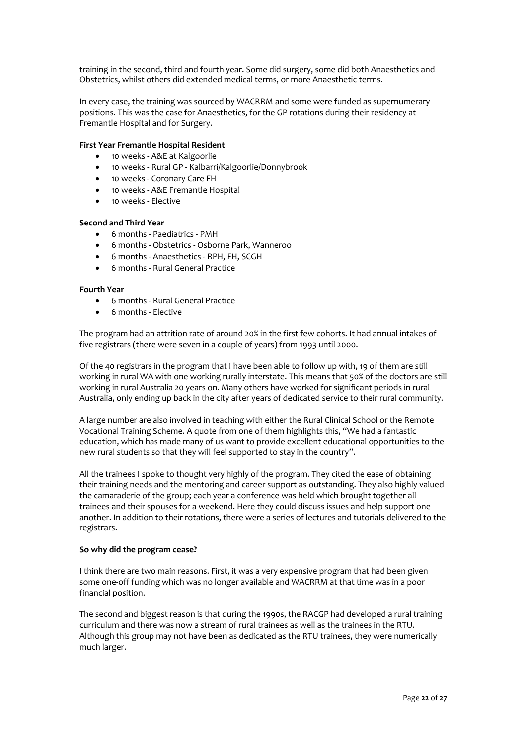training in the second, third and fourth year. Some did surgery, some did both Anaesthetics and Obstetrics, whilst others did extended medical terms, or more Anaesthetic terms.

In every case, the training was sourced by WACRRM and some were funded as supernumerary positions. This was the case for Anaesthetics, for the GP rotations during their residency at Fremantle Hospital and for Surgery.

**First Year Fremantle Hospital Resident**

- 10 weeks - A&E at Kalgoorlie
- 10 weeks - Rural GP - Kalbarri/Kalgoorlie/Donnybrook
- 10 weeks - Coronary Care FH
- 10 weeks - A&E Fremantle Hospital
- 10 weeks - Elective

**Second and Third Year**

- 6 months - Paediatrics - PMH
- 6 months - Obstetrics - Osborne Park, Wanneroo
- 6 months - Anaesthetics - RPH, FH, SCGH
- 6 months - Rural General Practice

**Fourth Year**

- 6 months - Rural General Practice
- 6 months - Elective

The program had an attrition rate of around 20% in the first few cohorts. It had annual intakes of five registrars (there were seven in a couple of years) from 1993 until 2000.

Of the 40 registrars in the program that I have been able to follow up with, 19 of them are still working in rural WA with one working rurally interstate. This means that 50% of the doctors are still working in rural Australia 20 years on. Many others have worked for significant periods in rural Australia, only ending up back in the city after years of dedicated service to their rural community.

A large number are also involved in teaching with either the Rural Clinical School or the Remote Vocational Training Scheme. A quote from one of them highlights this, "We had a fantastic education, which has made many of us want to provide excellent educational opportunities to the new rural students so that they will feel supported to stay in the country".

All the trainees I spoke to thought very highly of the program. They cited the ease of obtaining their training needs and the mentoring and career support as outstanding. They also highly valued the camaraderie of the group; each year a conference was held which brought together all trainees and their spouses for a weekend. Here they could discuss issues and help support one another. In addition to their rotations, there were a series of lectures and tutorials delivered to the registrars.

**So why did the program cease?**

I think there are two main reasons. First, it was a very expensive program that had been given some one-off funding which was no longer available and WACRRM at that time was in a poor financial position.

The second and biggest reason is that during the 1990s, the RACGP had developed a rural training curriculum and there was now a stream of rural trainees as well as the trainees in the RTU. Although this group may not have been as dedicated as the RTU trainees, they were numerically much larger.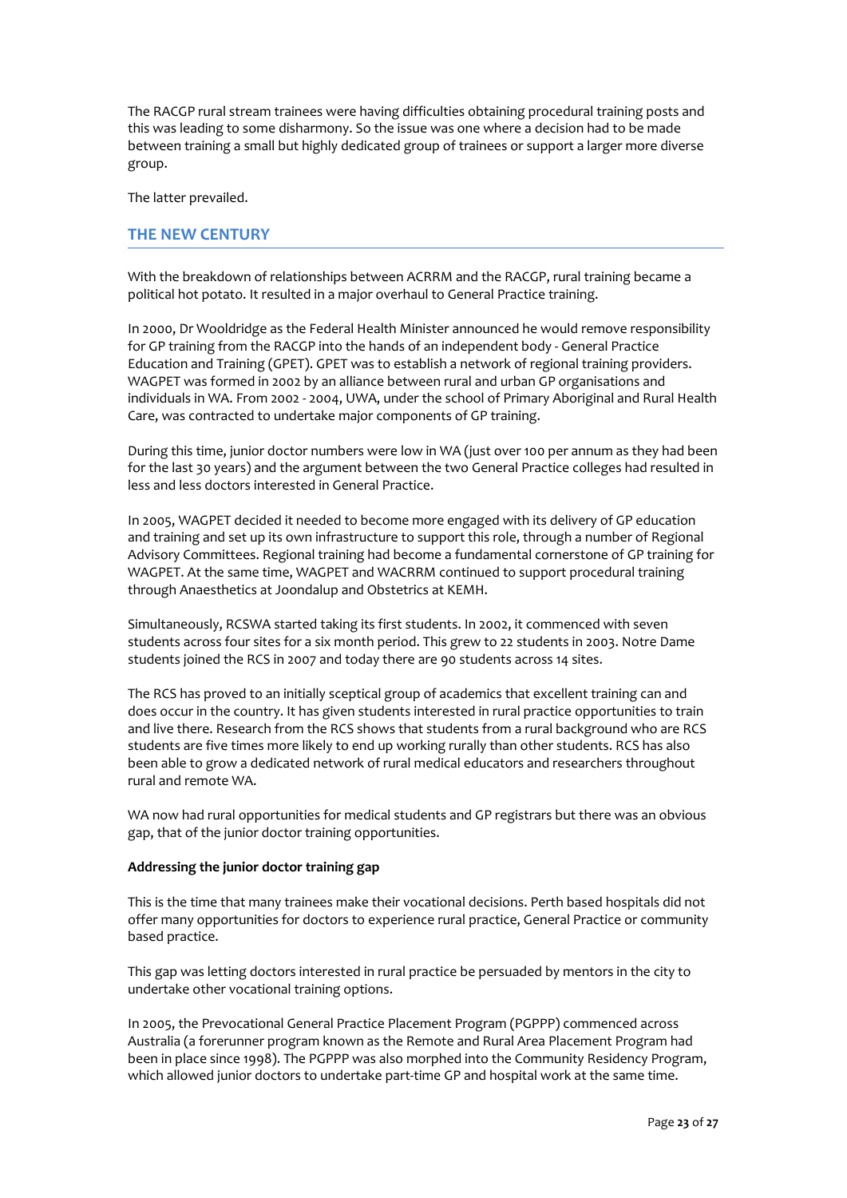The RACGP rural stream trainees were having difficulties obtaining procedural training posts and this was leading to some disharmony. So the issue was one where a decision had to be made between training a small but highly dedicated group of trainees or support a larger more diverse group.

The latter prevailed.

## THE NEW CENTURY

With the breakdown of relationships between ACRRM and the RACGP, rural training became a political hot potato. It resulted in a major overhaul to General Practice training.

In 2000, Dr Wooldridge as the Federal Health Minister announced he would remove responsibility for GP training from the RACGP into the hands of an independent body - General Practice Education and Training (GPET). GPET was to establish a network of regional training providers. WAGPET was formed in 2002 by an alliance between rural and urban GP organisations and individuals in WA. From 2002 - 2004, UWA, under the school of Primary Aboriginal and Rural Health Care, was contracted to undertake major components of GP training.

During this time, junior doctor numbers were low in WA (just over 100 per annum as they had been for the last 30 years) and the argument between the two General Practice colleges had resulted in less and less doctors interested in General Practice.

In 2005, WAGPET decided it needed to become more engaged with its delivery of GP education and training and set up its own infrastructure to support this role, through a number of Regional Advisory Committees. Regional training had become a fundamental cornerstone of GP training for WAGPET. At the same time, WAGPET and WACRRM continued to support procedural training through Anaesthetics at Joondalup and Obstetrics at KEMH.

Simultaneously, RCSWA started taking its first students. In 2002, it commenced with seven students across four sites for a six month period. This grew to 22 students in 2003. Notre Dame students joined the RCS in 2007 and today there are 90 students across 14 sites.

The RCS has proved to an initially sceptical group of academics that excellent training can and does occur in the country. It has given students interested in rural practice opportunities to train and live there. Research from the RCS shows that students from a rural background who are RCS students are five times more likely to end up working rurally than other students. RCS has also been able to grow a dedicated network of rural medical educators and researchers throughout rural and remote WA.

WA now had rural opportunities for medical students and GP registrars but there was an obvious gap, that of the junior doctor training opportunities.

### Addressing the junior doctor training gap

This is the time that many trainees make their vocational decisions. Perth based hospitals did not offer many opportunities for doctors to experience rural practice, General Practice or community based practice.

This gap was letting doctors interested in rural practice be persuaded by mentors in the city to undertake other vocational training options.

In 2005, the Prevocational General Practice Placement Program (PGPPP) commenced across Australia (a forerunner program known as the Remote and Rural Area Placement Program had been in place since 1998). The PGPPP was also morphed into the Community Residency Program, which allowed junior doctors to undertake part-time GP and hospital work at the same time.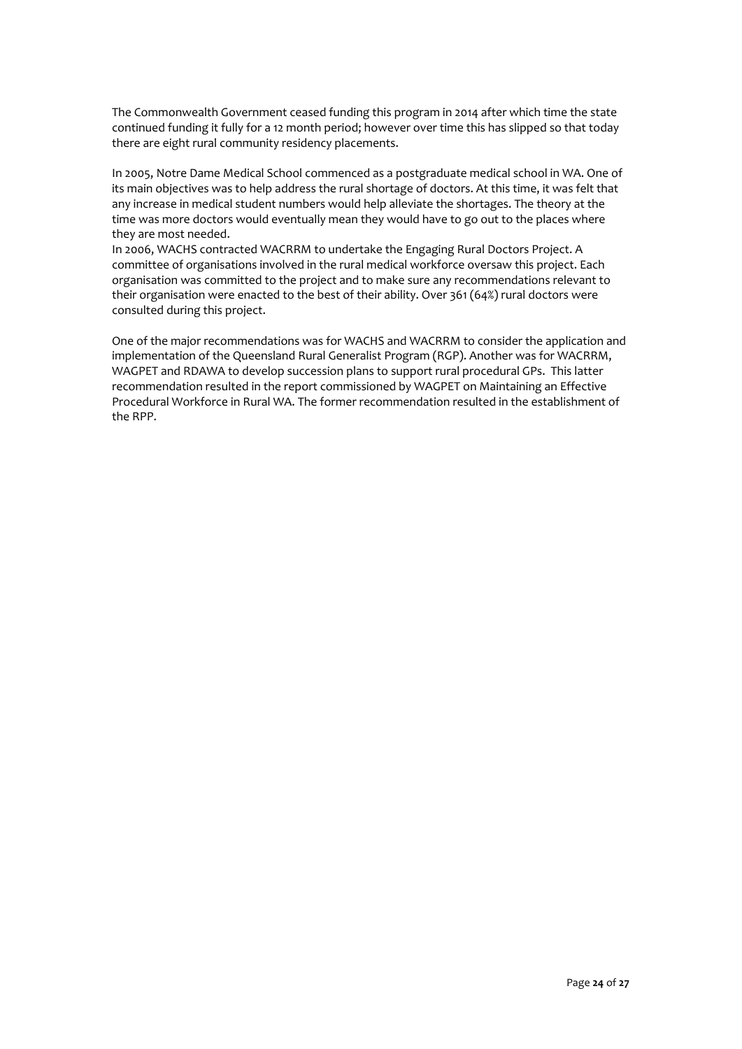The Commonwealth Government ceased funding this program in 2014 after which time the state continued funding it fully for a 12 month period; however over time this has slipped so that today there are eight rural community residency placements.

In 2005, Notre Dame Medical School commenced as a postgraduate medical school in WA. One of its main objectives was to help address the rural shortage of doctors. At this time, it was felt that any increase in medical student numbers would help alleviate the shortages. The theory at the time was more doctors would eventually mean they would have to go out to the places where they are most needed.

In 2006, WACHS contracted WACRRM to undertake the Engaging Rural Doctors Project. A committee of organisations involved in the rural medical workforce oversaw this project. Each organisation was committed to the project and to make sure any recommendations relevant to their organisation were enacted to the best of their ability. Over 361 (64%) rural doctors were consulted during this project.

One of the major recommendations was for WACHS and WACRRM to consider the application and implementation of the Queensland Rural Generalist Program (RGP). Another was for WACRRM, WAGPET and RDAWA to develop succession plans to support rural procedural GPs. This latter recommendation resulted in the report commissioned by WAGPET on Maintaining an Effective Procedural Workforce in Rural WA. The former recommendation resulted in the establishment of the RPP.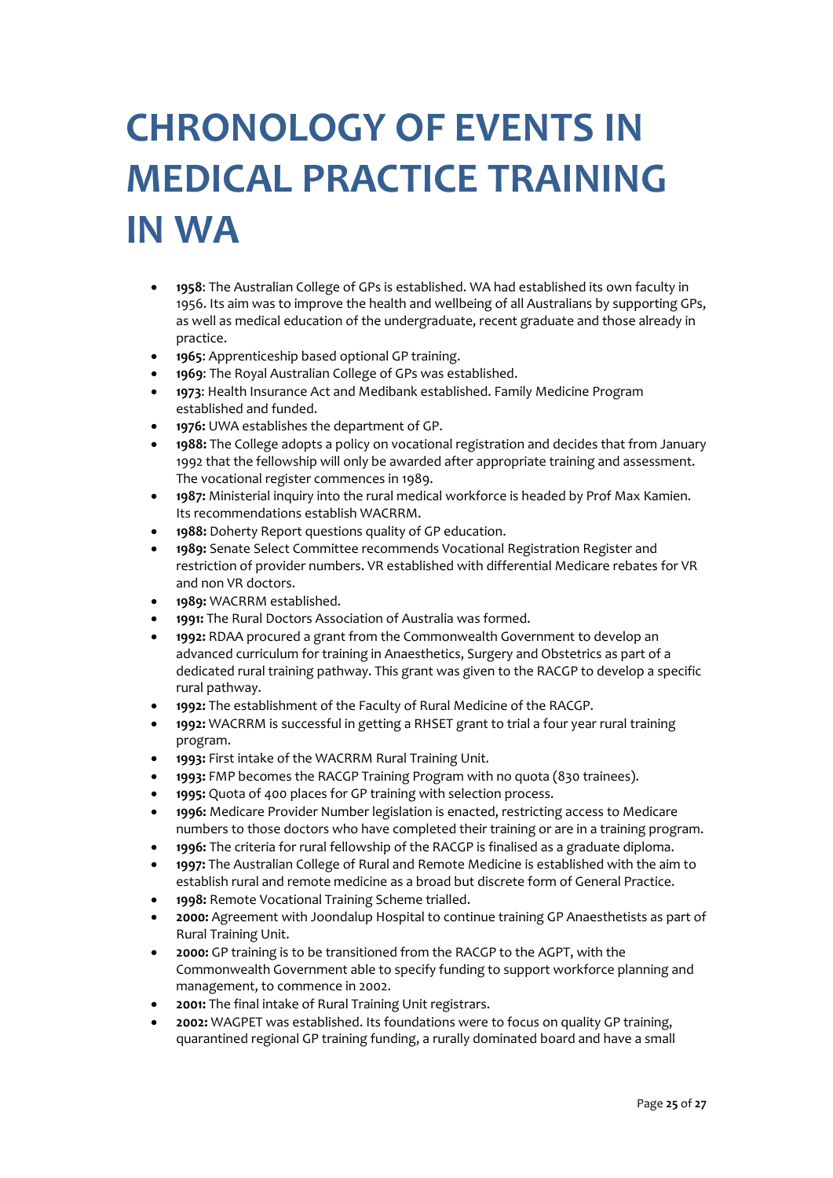# CHRONOLOGY OF EVENTS IN MEDICAL PRACTICE TRAINING IN WA

- **1958**: The Australian College of GPs is established. WA had established its own faculty in 1956. Its aim was to improve the health and wellbeing of all Australians by supporting GPs, as well as medical education of the undergraduate, recent graduate and those already in practice.
- **1965**: Apprenticeship based optional GP training.
- **1969**: The Royal Australian College of GPs was established.
- **1973**: Health Insurance Act and Medibank established. Family Medicine Program established and funded.
- **1976:** UWA establishes the department of GP.
- **1988:** The College adopts a policy on vocational registration and decides that from January 1992 that the fellowship will only be awarded after appropriate training and assessment. The vocational register commences in 1989.
- **1987:** Ministerial inquiry into the rural medical workforce is headed by Prof Max Kamien. Its recommendations establish WACRRM.
- **1988:** Doherty Report questions quality of GP education.
- **1989:** Senate Select Committee recommends Vocational Registration Register and restriction of provider numbers. VR established with differential Medicare rebates for VR and non VR doctors.
- **1989:** WACRRM established.
- **1991:** The Rural Doctors Association of Australia was formed.
- **1992:** RDAA procured a grant from the Commonwealth Government to develop an advanced curriculum for training in Anaesthetics, Surgery and Obstetrics as part of a dedicated rural training pathway. This grant was given to the RACGP to develop a specific rural pathway.
- **1992:** The establishment of the Faculty of Rural Medicine of the RACGP.
- **1992:** WACRRM is successful in getting a RHSET grant to trial a four year rural training program.
- **1993:** First intake of the WACRRM Rural Training Unit.
- **1993:** FMP becomes the RACGP Training Program with no quota (830 trainees).
- **1995:** Quota of 400 places for GP training with selection process.
- **1996:** Medicare Provider Number legislation is enacted, restricting access to Medicare numbers to those doctors who have completed their training or are in a training program.
- **1996:** The criteria for rural fellowship of the RACGP is finalised as a graduate diploma.
- **1997:** The Australian College of Rural and Remote Medicine is established with the aim to establish rural and remote medicine as a broad but discrete form of General Practice.
- **1998:** Remote Vocational Training Scheme trialled.
- **2000:** Agreement with Joondalup Hospital to continue training GP Anaesthetists as part of Rural Training Unit.
- **2000:** GP training is to be transitioned from the RACGP to the AGPT, with the Commonwealth Government able to specify funding to support workforce planning and management, to commence in 2002.
- **2001:** The final intake of Rural Training Unit registrars.
- **2002:** WAGPET was established. Its foundations were to focus on quality GP training, quarantined regional GP training funding, a rurally dominated board and have a small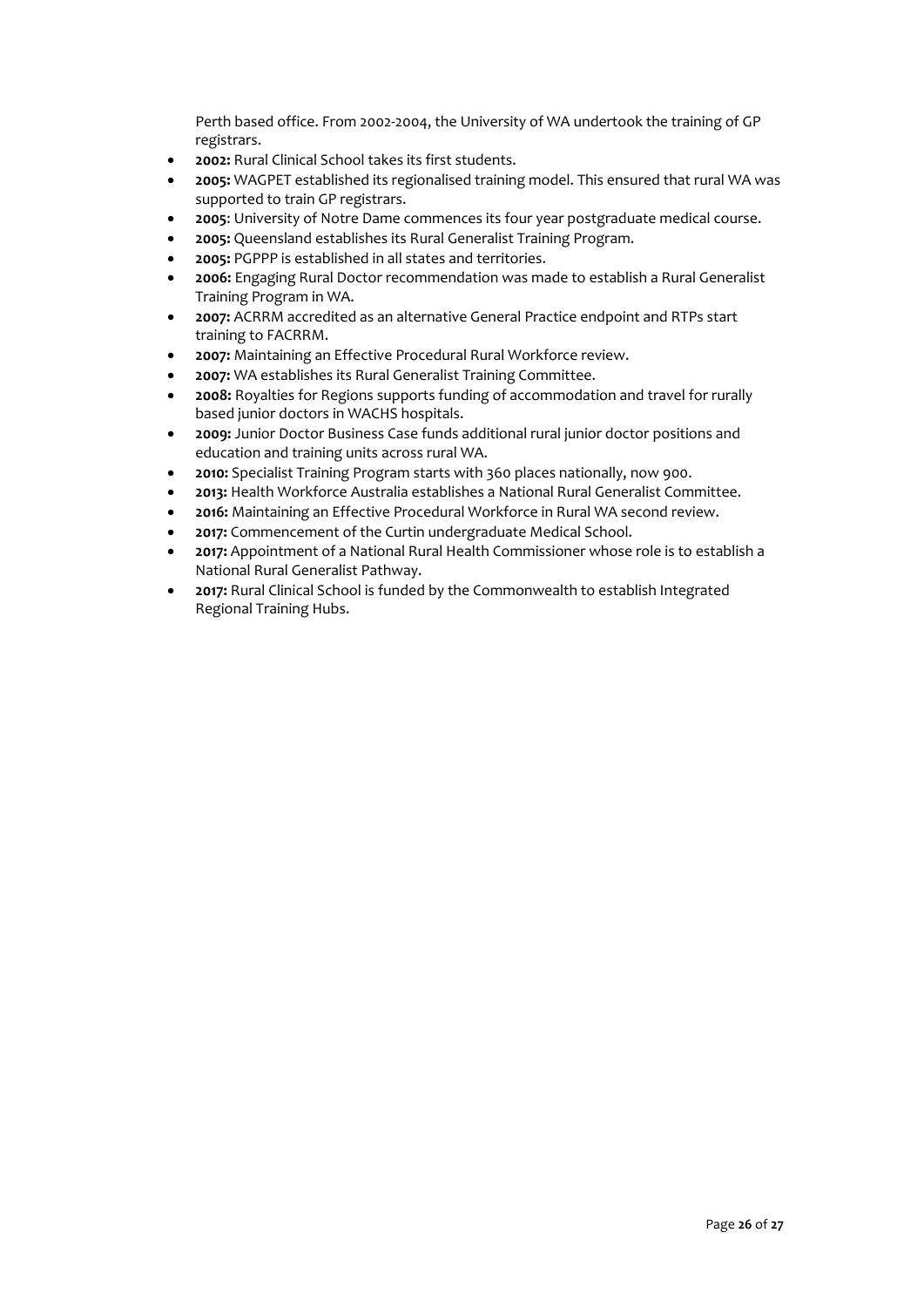Perth based office. From 2002-2004, the University of WA undertook the training of GP registrars.

- **2002:** Rural Clinical School takes its first students.
- **2005:** WAGPET established its regionalised training model. This ensured that rural WA was supported to train GP registrars.
- **2005**: University of Notre Dame commences its four year postgraduate medical course.
- **2005:** Queensland establishes its Rural Generalist Training Program.
- **2005:** PGPPP is established in all states and territories.
- **2006:** Engaging Rural Doctor recommendation was made to establish a Rural Generalist Training Program in WA.
- **2007:** ACRRM accredited as an alternative General Practice endpoint and RTPs start training to FACRRM.
- **2007:** Maintaining an Effective Procedural Rural Workforce review.
- **2007:** WA establishes its Rural Generalist Training Committee.
- **2008:** Royalties for Regions supports funding of accommodation and travel for rurally based junior doctors in WACHS hospitals.
- **2009:** Junior Doctor Business Case funds additional rural junior doctor positions and education and training units across rural WA.
- **2010:** Specialist Training Program starts with 360 places nationally, now 900.
- **2013:** Health Workforce Australia establishes a National Rural Generalist Committee.
- **2016:** Maintaining an Effective Procedural Workforce in Rural WA second review.
- **2017:** Commencement of the Curtin undergraduate Medical School.
- **2017:** Appointment of a National Rural Health Commissioner whose role is to establish a National Rural Generalist Pathway.
- **2017:** Rural Clinical School is funded by the Commonwealth to establish Integrated Regional Training Hubs.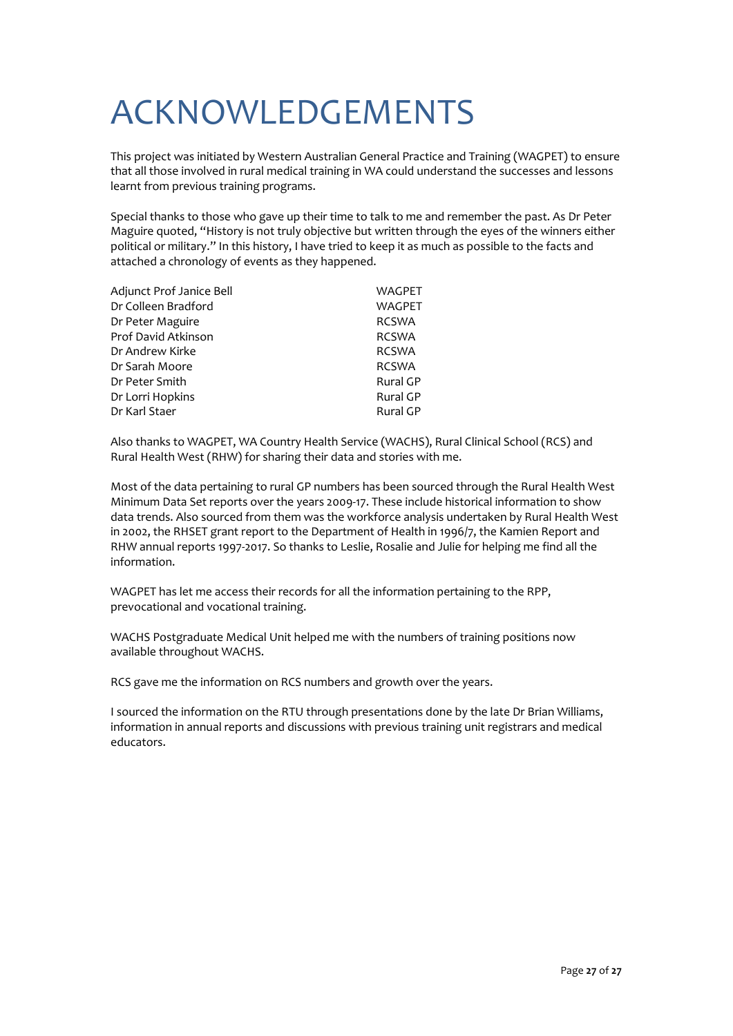# ACKNOWLEDGEMENTS

This project was initiated by Western Australian General Practice and Training (WAGPET) to ensure that all those involved in rural medical training in WA could understand the successes and lessons learnt from previous training programs.

Special thanks to those who gave up their time to talk to me and remember the past. As Dr Peter Maguire quoted, "History is not truly objective but written through the eyes of the winners either political or military." In this history, I have tried to keep it as much as possible to the facts and attached a chronology of events as they happened.

| | |
|---|---|
| Adjunct Prof Janice Bell | WAGPET |
| Dr Colleen Bradford | WAGPET |
| Dr Peter Maguire | RCSWA |
| Prof David Atkinson | RCSWA |
| Dr Andrew Kirke | RCSWA |
| Dr Sarah Moore | RCSWA |
| Dr Peter Smith | Rural GP |
| Dr Lorri Hopkins | Rural GP |
| Dr Karl Staer | Rural GP |

Also thanks to WAGPET, WA Country Health Service (WACHS), Rural Clinical School (RCS) and Rural Health West (RHW) for sharing their data and stories with me.

Most of the data pertaining to rural GP numbers has been sourced through the Rural Health West Minimum Data Set reports over the years 2009-17. These include historical information to show data trends. Also sourced from them was the workforce analysis undertaken by Rural Health West in 2002, the RHSET grant report to the Department of Health in 1996/7, the Kamien Report and RHW annual reports 1997-2017. So thanks to Leslie, Rosalie and Julie for helping me find all the information.

WAGPET has let me access their records for all the information pertaining to the RPP, prevocational and vocational training.

WACHS Postgraduate Medical Unit helped me with the numbers of training positions now available throughout WACHS.

RCS gave me the information on RCS numbers and growth over the years.

I sourced the information on the RTU through presentations done by the late Dr Brian Williams, information in annual reports and discussions with previous training unit registrars and medical educators.